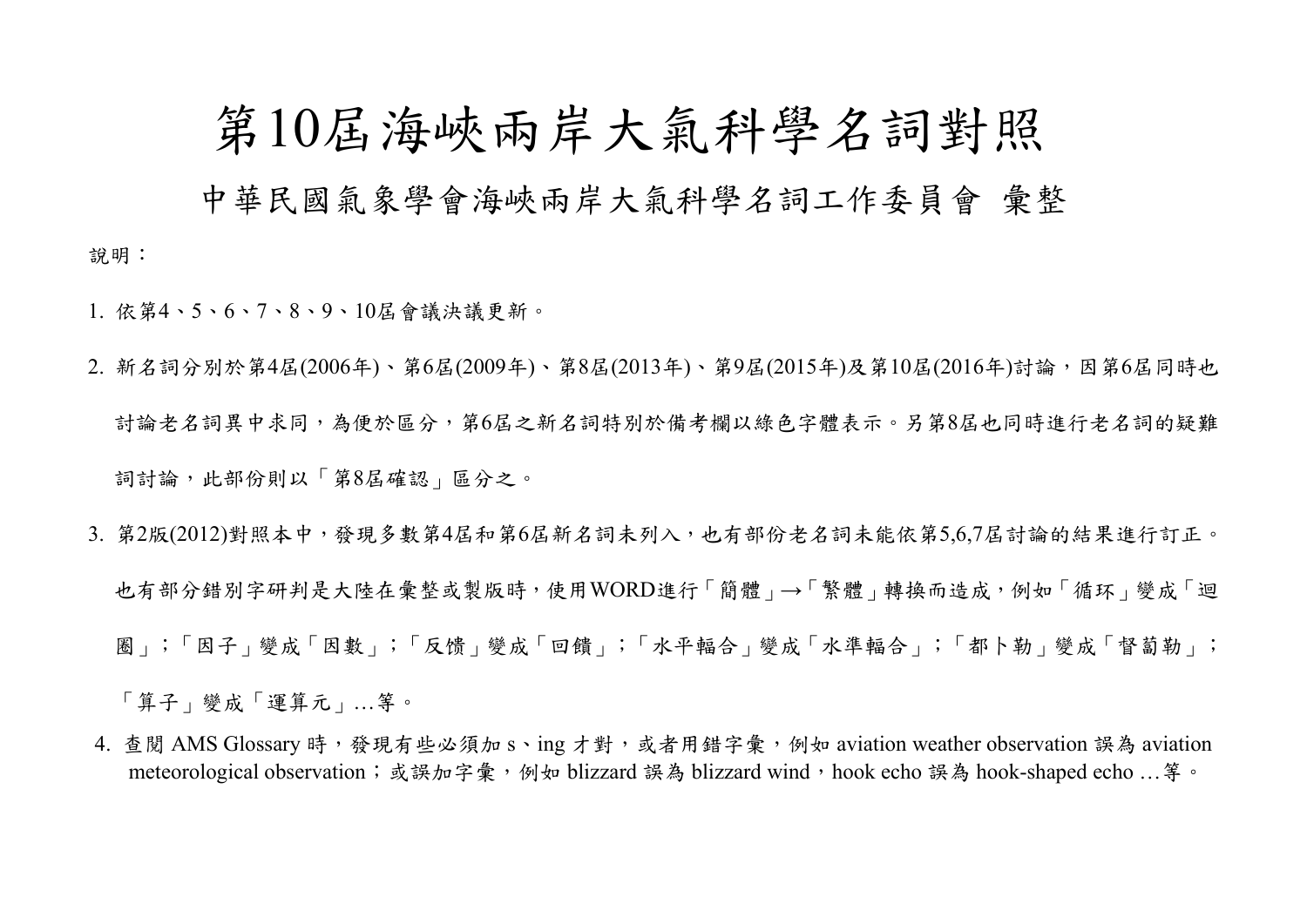# 第10屆海峽兩岸大氣科學名詞對照

## 中華民國氣象學會海峽兩岸大氣科學名詞工作委員會 彙整

說明：

1. 依第4、5、6、7、8、9、10屆會議決議更新。
2. 新名詞分別於第4屆(2006年)、第6屆(2009年)、第8屆(2013年)、第9屆(2015年)及第10屆(2016年)討論，因第6屆同時也討論老名詞異中求同，為便於區分，第6屆之新名詞特別於備考欄以綠色字體表示。另第8屆也同時進行老名詞的疑難詞討論，此部份則以「第8屆確認」區分之。
3. 第2版(2012)對照本中，發現多數第4屆和第6屆新名詞未列入，也有部份老名詞未能依第5,6,7屆討論的結果進行訂正。也有部分錯別字研判是大陸在彙整或製版時，使用WORD進行「簡體」→「繁體」轉換而造成，例如「循环」變成「迴圈」；「因子」變成「因數」；「反馈」變成「回饋」；「水平輻合」變成「水準輻合」；「都卜勒」變成「督蔔勒」；「算子」變成「運算元」…等。
4. 查閱 AMS Glossary 時，發現有些必須加 s、ing 才對，或者用錯字彙，例如 aviation weather observation 誤為 aviation meteorological observation；或誤加字彙，例如 blizzard 誤為 blizzard wind，hook echo 誤為 hook-shaped echo …等。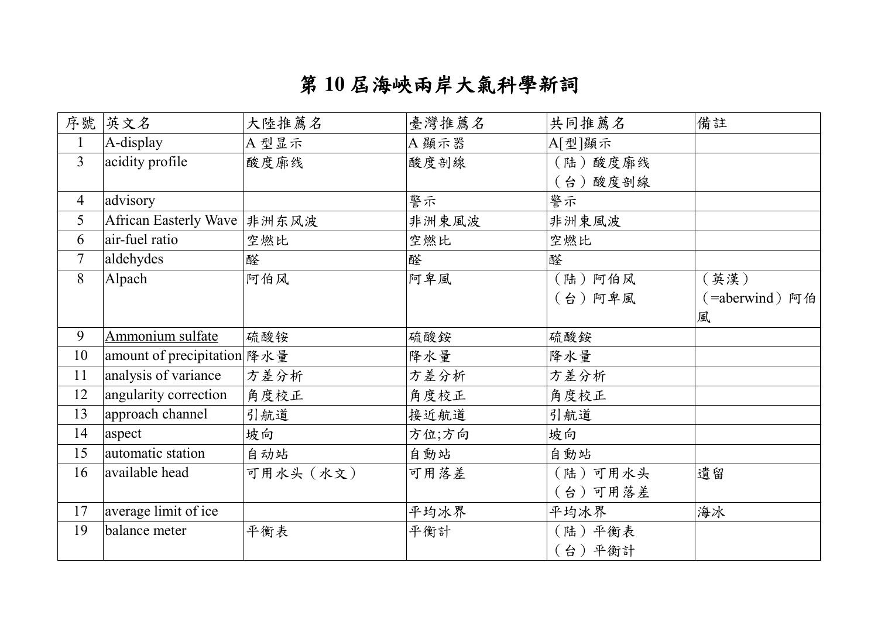# 第 10 屆海峽兩岸大氣科學新詞

| 序號 | 英文名 | 大陸推薦名 | 臺灣推薦名 | 共同推薦名 | 備註 |
|---|---|---|---|---|---|
| 1 | A-display | A 型显示 | A 顯示器 | A[型]顯示 | |
| 3 | acidity profile | 酸度廓线 | 酸度剖線 | （陆）酸度廓线<br>（台）酸度剖線 | |
| 4 | advisory | | 警示 | 警示 | |
| 5 | African Easterly Wave | 非洲东风波 | 非洲東風波 | 非洲東風波 | |
| 6 | air-fuel ratio | 空燃比 | 空燃比 | 空燃比 | |
| 7 | aldehydes | 醛 | 醛 | 醛 | |
| 8 | Alpach | 阿伯风 | 阿卑風 | （陆）阿伯风<br>（台）阿卑風 | （英漢）（=aberwind）阿伯風 |
| 9 | Ammonium sulfate | 硫酸铵 | 硫酸銨 | 硫酸銨 | |
| 10 | amount of precipitation | 降水量 | 降水量 | 降水量 | |
| 11 | analysis of variance | 方差分析 | 方差分析 | 方差分析 | |
| 12 | angularity correction | 角度校正 | 角度校正 | 角度校正 | |
| 13 | approach channel | 引航道 | 接近航道 | 引航道 | |
| 14 | aspect | 坡向 | 方位;方向 | 坡向 | |
| 15 | automatic station | 自动站 | 自動站 | 自動站 | |
| 16 | available head | 可用水头（水文） | 可用落差 | （陆）可用水头<br>（台）可用落差 | 遺留 |
| 17 | average limit of ice | | 平均冰界 | 平均冰界 | 海冰 |
| 19 | balance meter | 平衡表 | 平衡計 | （陆）平衡表<br>（台）平衡計 | |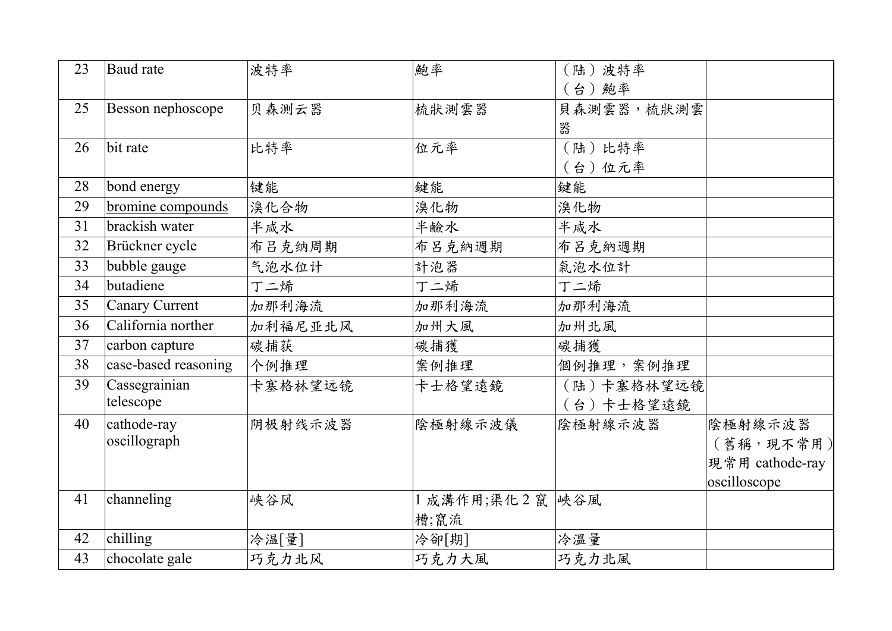| 23 | Baud rate | 波特率 | 鮑率 | （陆）波特率<br>（台）鮑率 | |
|---|---|---|---|---|---|
| 25 | Besson nephoscope | 贝森测云器 | 梳狀測雲器 | 貝森測雲器，梳狀測雲器 | |
| 26 | bit rate | 比特率 | 位元率 | （陆）比特率<br>（台）位元率 | |
| 28 | bond energy | 键能 | 鍵能 | 鍵能 | |
| 29 | bromine compounds | 溴化合物 | 溴化物 | 溴化物 | |
| 31 | brackish water | 半咸水 | 半鹼水 | 半咸水 | |
| 32 | Brückner cycle | 布吕克纳周期 | 布呂克納週期 | 布呂克納週期 | |
| 33 | bubble gauge | 气泡水位计 | 計泡器 | 氣泡水位計 | |
| 34 | butadiene | 丁二烯 | 丁二烯 | 丁二烯 | |
| 35 | Canary Current | 加那利海流 | 加那利海流 | 加那利海流 | |
| 36 | California norther | 加利福尼亚北风 | 加州大風 | 加州北風 | |
| 37 | carbon capture | 碳捕获 | 碳捕獲 | 碳捕獲 | |
| 38 | case-based reasoning | 个例推理 | 案例推理 | 個例推理，案例推理 | |
| 39 | Cassegrainian telescope | 卡塞格林望远镜 | 卡士格望遠鏡 | （陆）卡塞格林望远镜<br>（台）卡士格望遠鏡 | |
| 40 | cathode-ray oscillograph | 阴极射线示波器 | 陰極射線示波儀 | 陰極射線示波器 | 陰極射線示波器（舊稱，現不常用）現常用 cathode-ray oscilloscope |
| 41 | channeling | 峡谷风 | 1 成溝作用;渠化 2 竄槽;竄流 | 峽谷風 | |
| 42 | chilling | 冷温[量] | 冷卻[期] | 冷溫量 | |
| 43 | chocolate gale | 巧克力北风 | 巧克力大風 | 巧克力北風 | |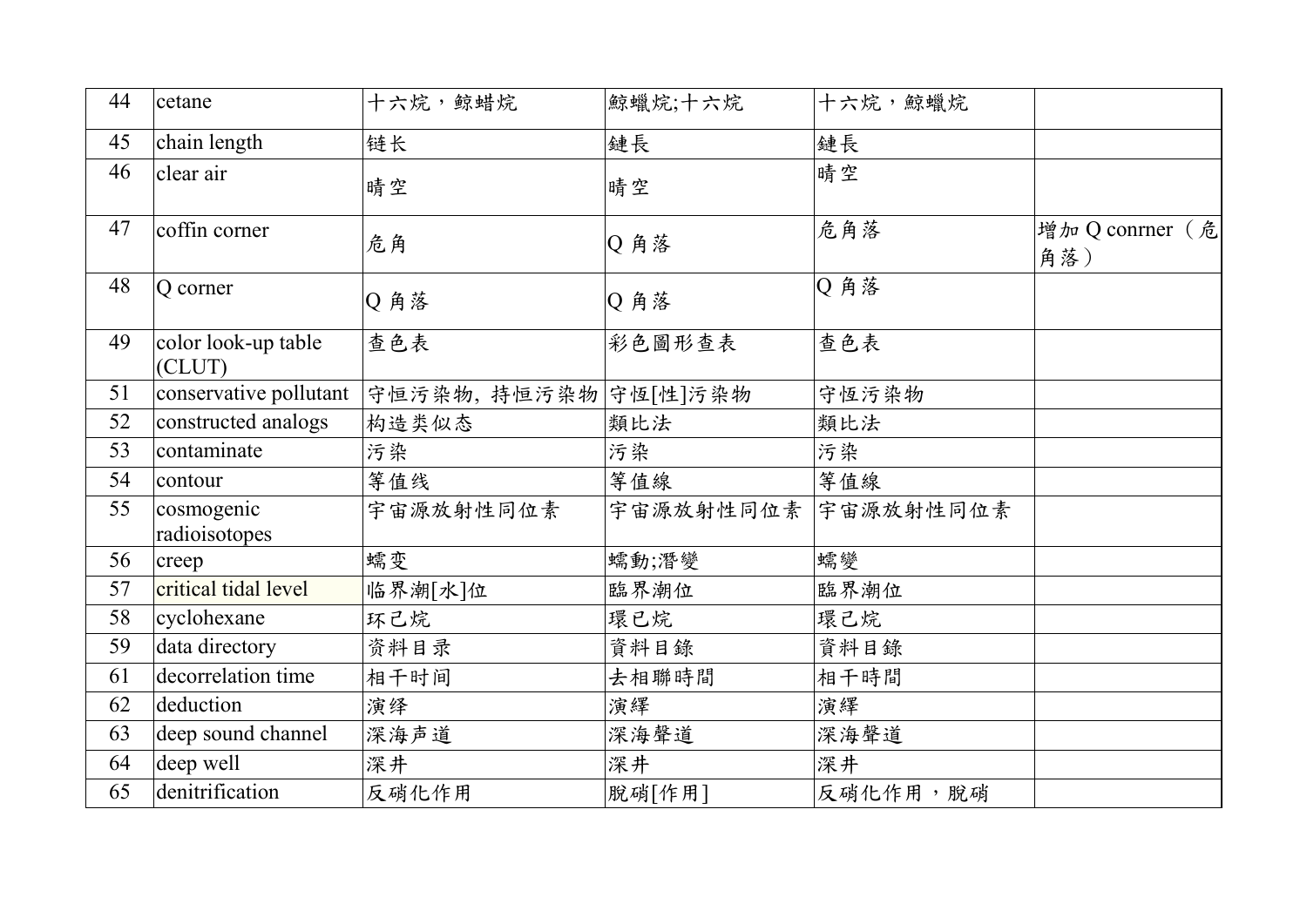| 44 | cetane | 十六烷，鲸蜡烷 | 鯨蠟烷;十六烷 | 十六烷，鯨蠟烷 | |
|---|---|---|---|---|---|
| 45 | chain length | 链长 | 鏈長 | 鏈長 | |
| 46 | clear air | 晴空 | 晴空 | 晴空 | |
| 47 | coffin corner | 危角 | Q 角落 | 危角落 | 增加 Q conrner（危角落） |
| 48 | Q corner | Q 角落 | Q 角落 | Q 角落 | |
| 49 | color look-up table (CLUT) | 查色表 | 彩色圖形查表 | 查色表 | |
| 51 | conservative pollutant | 守恒污染物, 持恒污染物 | 守恆[性]污染物 | 守恆污染物 | |
| 52 | constructed analogs | 构造类似态 | 類比法 | 類比法 | |
| 53 | contaminate | 污染 | 污染 | 污染 | |
| 54 | contour | 等值线 | 等值線 | 等值線 | |
| 55 | cosmogenic radioisotopes | 宇宙源放射性同位素 | 宇宙源放射性同位素 | 宇宙源放射性同位素 | |
| 56 | creep | 蠕变 | 蠕動;潛變 | 蠕變 | |
| 57 | critical tidal level | 临界潮[水]位 | 臨界潮位 | 臨界潮位 | |
| 58 | cyclohexane | 环己烷 | 環己烷 | 環己烷 | |
| 59 | data directory | 资料目录 | 資料目錄 | 資料目錄 | |
| 61 | decorrelation time | 相干时间 | 去相聯時間 | 相干時間 | |
| 62 | deduction | 演绎 | 演繹 | 演繹 | |
| 63 | deep sound channel | 深海声道 | 深海聲道 | 深海聲道 | |
| 64 | deep well | 深井 | 深井 | 深井 | |
| 65 | denitrification | 反硝化作用 | 脫硝[作用] | 反硝化作用，脫硝 | |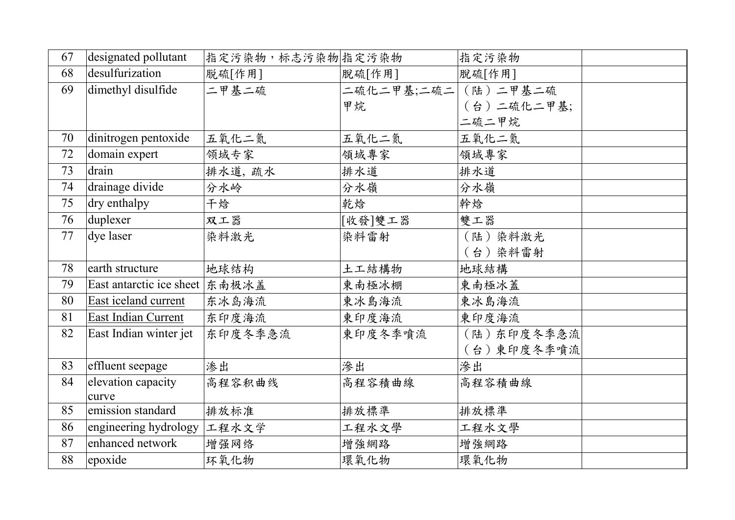| 67 | designated pollutant | 指定污染物，标志污染物 | 指定污染物 | 指定污染物 | |
|---|---|---|---|---|---|
| 68 | desulfurization | 脱硫[作用] | 脫硫[作用] | 脫硫[作用] | |
| 69 | dimethyl disulfide | 二甲基二硫 | 二硫化二甲基;二硫二甲烷 | （陆）二甲基二硫<br>（台）二硫化二甲基;二硫二甲烷 | |
| 70 | dinitrogen pentoxide | 五氧化二氮 | 五氧化二氮 | 五氧化二氮 | |
| 72 | domain expert | 领域专家 | 領域專家 | 領域專家 | |
| 73 | drain | 排水道, 疏水 | 排水道 | 排水道 | |
| 74 | drainage divide | 分水岭 | 分水嶺 | 分水嶺 | |
| 75 | dry enthalpy | 干焓 | 乾焓 | 幹焓 | |
| 76 | duplexer | 双工器 | [收發]雙工器 | 雙工器 | |
| 77 | dye laser | 染料激光 | 染料雷射 | （陆）染料激光<br>（台）染料雷射 | |
| 78 | earth structure | 地球结构 | 土工結構物 | 地球結構 | |
| 79 | East antarctic ice sheet | 东南极冰盖 | 東南極冰棚 | 東南極冰蓋 | |
| 80 | East iceland current | 东冰岛海流 | 東冰島海流 | 東冰島海流 | |
| 81 | East Indian Current | 东印度海流 | 東印度海流 | 東印度海流 | |
| 82 | East Indian winter jet | 东印度冬季急流 | 東印度冬季噴流 | （陆）东印度冬季急流<br>（台）東印度冬季噴流 | |
| 83 | effluent seepage | 渗出 | 滲出 | 滲出 | |
| 84 | elevation capacity curve | 高程容积曲线 | 高程容積曲線 | 高程容積曲線 | |
| 85 | emission standard | 排放标准 | 排放標準 | 排放標準 | |
| 86 | engineering hydrology | 工程水文学 | 工程水文學 | 工程水文學 | |
| 87 | enhanced network | 增强网络 | 增強網路 | 增強網路 | |
| 88 | epoxide | 环氧化物 | 環氧化物 | 環氧化物 | |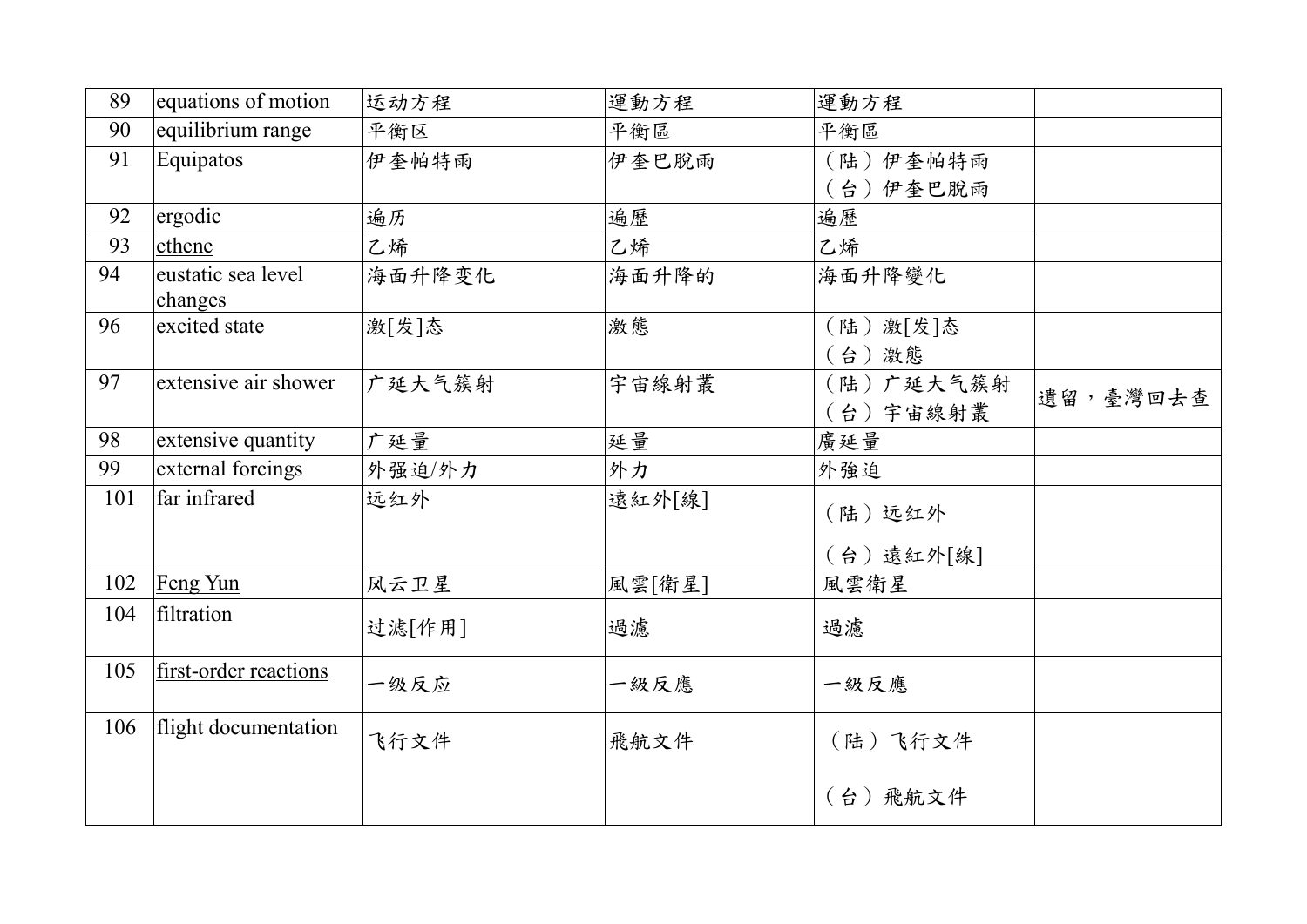| 89 | equations of motion | 运动方程 | 運動方程 | 運動方程 | |
|---|---|---|---|---|---|
| 90 | equilibrium range | 平衡区 | 平衡區 | 平衡區 | |
| 91 | Equipatos | 伊奎帕特雨 | 伊奎巴脫雨 | （陆）伊奎帕特雨<br>（台）伊奎巴脫雨 | |
| 92 | ergodic | 遍历 | 遍歷 | 遍歷 | |
| 93 | ethene | 乙烯 | 乙烯 | 乙烯 | |
| 94 | eustatic sea level changes | 海面升降变化 | 海面升降的 | 海面升降變化 | |
| 96 | excited state | 激[发]态 | 激態 | （陆）激[发]态<br>（台）激態 | |
| 97 | extensive air shower | 广延大气簇射 | 宇宙線射叢 | （陆）广延大气簇射<br>（台）宇宙線射叢 | 遺留，臺灣回去查 |
| 98 | extensive quantity | 广延量 | 延量 | 廣延量 | |
| 99 | external forcings | 外强迫/外力 | 外力 | 外強迫 | |
| 101 | far infrared | 远红外 | 遠紅外[線] | （陆）远红外<br>（台）遠紅外[線] | |
| 102 | Feng Yun | 风云卫星 | 風雲[衛星] | 風雲衛星 | |
| 104 | filtration | 过滤[作用] | 過濾 | 過濾 | |
| 105 | first-order reactions | 一级反应 | 一級反應 | 一級反應 | |
| 106 | flight documentation | 飞行文件 | 飛航文件 | （陆）飞行文件<br>（台）飛航文件 | |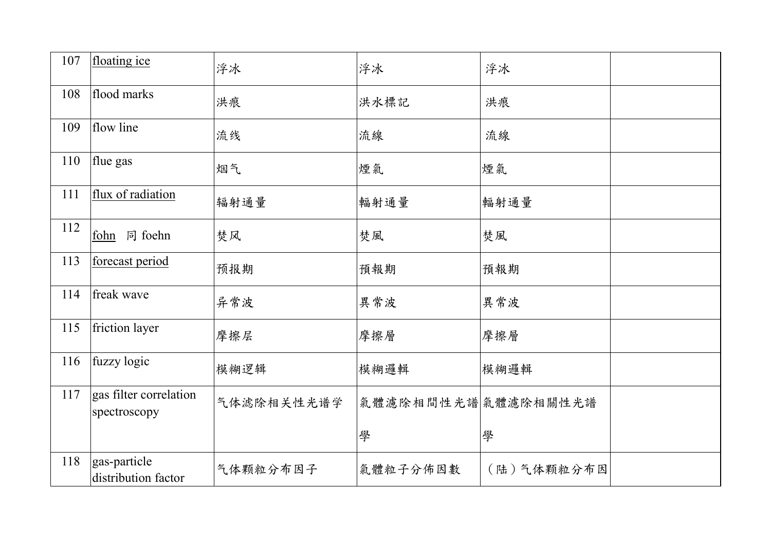| 107 | floating ice | 浮冰 | 浮冰 | 浮冰 | |
|---|---|---|---|---|---|
| 108 | flood marks | 洪痕 | 洪水標記 | 洪痕 | |
| 109 | flow line | 流线 | 流線 | 流線 | |
| 110 | flue gas | 烟气 | 煙氣 | 煙氣 | |
| 111 | flux of radiation | 辐射通量 | 輻射通量 | 輻射通量 | |
| 112 | fohn 同 foehn | 焚风 | 焚風 | 焚風 | |
| 113 | forecast period | 预报期 | 預報期 | 預報期 | |
| 114 | freak wave | 异常波 | 異常波 | 異常波 | |
| 115 | friction layer | 摩擦层 | 摩擦層 | 摩擦層 | |
| 116 | fuzzy logic | 模糊逻辑 | 模糊邏輯 | 模糊邏輯 | |
| 117 | gas filter correlation spectroscopy | 气体滤除相关性光谱学 | 氣體濾除相間性光譜學 | 氣體濾除相關性光譜學 | |
| 118 | gas-particle distribution factor | 气体颗粒分布因子 | 氣體粒子分佈因數 | （陆）气体颗粒分布因 | |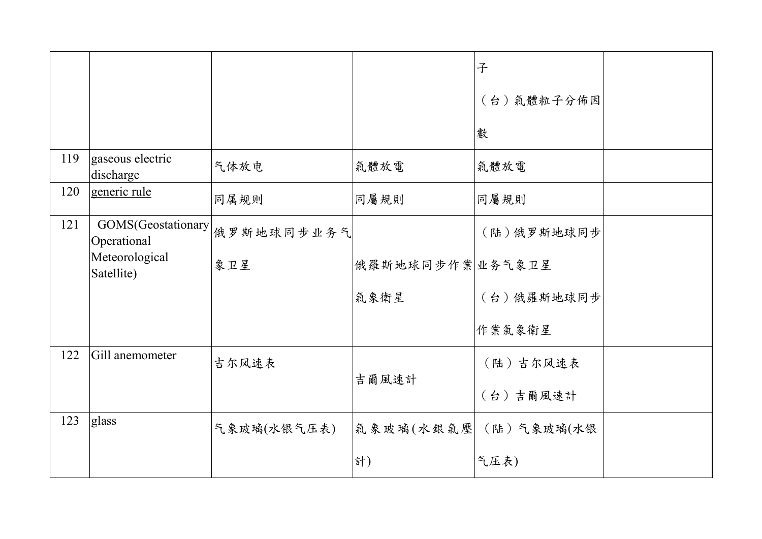|  |  |  |  |  |  |
|---|---|---|---|---|---|
|  |  |  |  | 子<br>（台）氣體粒子分佈因數 |  |
| 119 | gaseous electric discharge | 气体放电 | 氣體放電 | 氣體放電 |  |
| 120 | generic rule | 同属规则 | 同屬規則 | 同屬規則 |  |
| 121 | GOMS(Geostationary Operational Meteorological Satellite) | 俄罗斯地球同步业务气象卫星 | 俄羅斯地球同步作業氣象衛星 | （陆）俄罗斯地球同步业务气象卫星<br>（台）俄羅斯地球同步作業氣象衛星 |  |
| 122 | Gill anemometer | 吉尔风速表 | 吉爾風速計 | （陆）吉尔风速表<br>（台）吉爾風速計 |  |
| 123 | glass | 气象玻璃(水银气压表) | 氣象玻璃(水銀氣壓計) | （陆）气象玻璃(水银气压表) |  |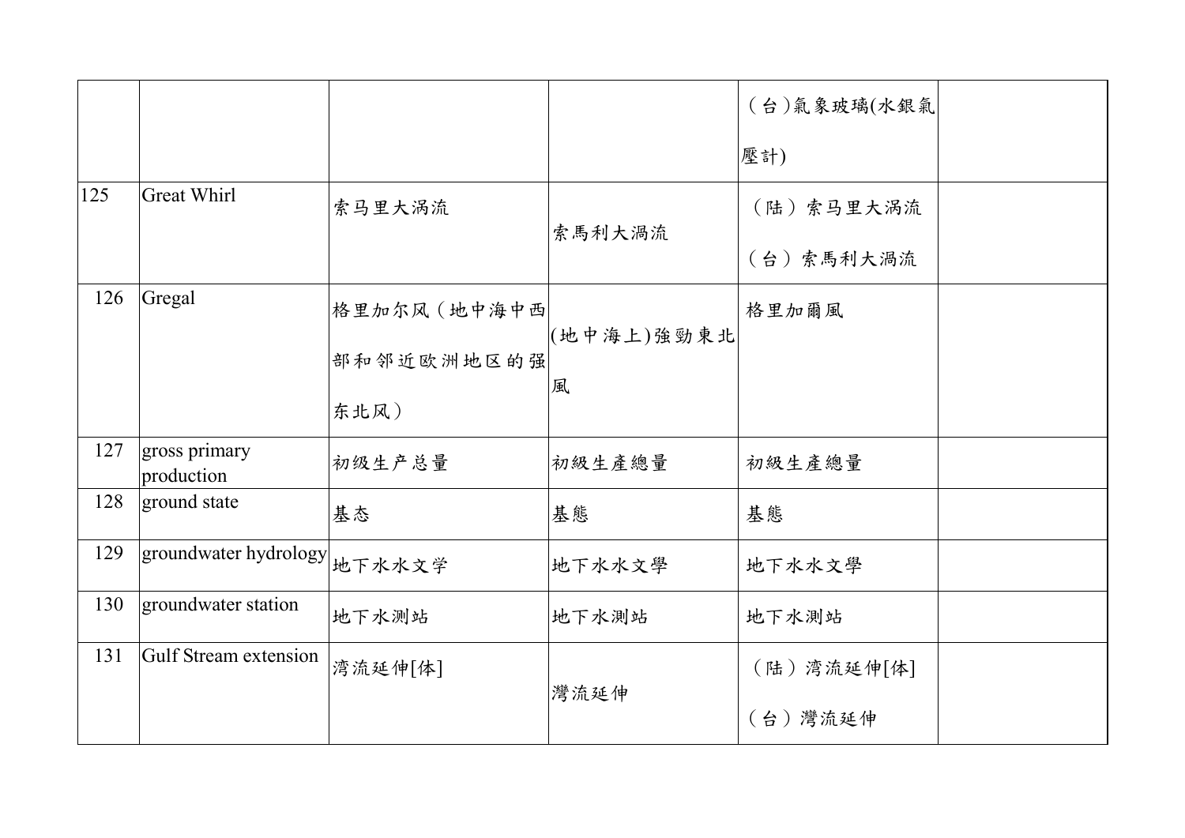| | | | | | |
|---|---|---|---|---|---|
| | | | | （台）氣象玻璃(水銀氣壓計) | |
| 125 | Great Whirl | 索马里大涡流 | 索馬利大渦流 | （陆）索马里大涡流<br>（台）索馬利大渦流 | |
| 126 | Gregal | 格里加尔风（地中海中西部和邻近欧洲地区的强东北风） | (地中海上)強勁東北風 | 格里加爾風 | |
| 127 | gross primary production | 初级生产总量 | 初級生產總量 | 初級生產總量 | |
| 128 | ground state | 基态 | 基態 | 基態 | |
| 129 | groundwater hydrology | 地下水水文学 | 地下水水文學 | 地下水水文學 | |
| 130 | groundwater station | 地下水测站 | 地下水測站 | 地下水測站 | |
| 131 | Gulf Stream extension | 湾流延伸[体] | 灣流延伸 | （陆）湾流延伸[体]<br>（台）灣流延伸 | |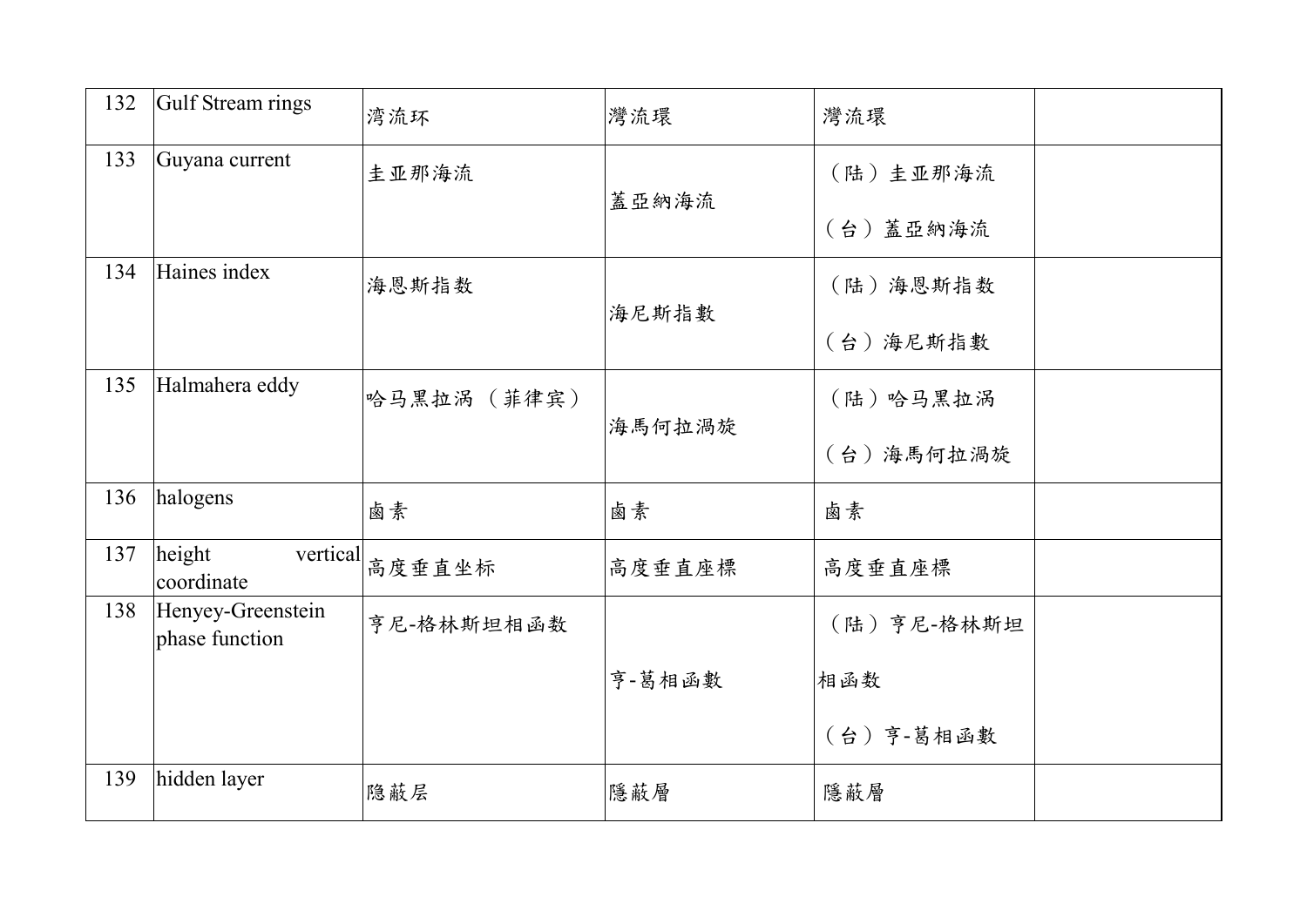| 132 | Gulf Stream rings | 湾流环 | 灣流環 | 灣流環 | |
|---|---|---|---|---|---|
| 133 | Guyana current | 圭亚那海流 | 蓋亞納海流 | （陆）圭亚那海流<br>（台）蓋亞納海流 | |
| 134 | Haines index | 海恩斯指数 | 海尼斯指數 | （陆）海恩斯指数<br>（台）海尼斯指數 | |
| 135 | Halmahera eddy | 哈马黑拉涡（菲律宾） | 海馬何拉渦旋 | （陆）哈马黑拉涡<br>（台）海馬何拉渦旋 | |
| 136 | halogens | 卤素 | 鹵素 | 鹵素 | |
| 137 | height vertical coordinate | 高度垂直坐标 | 高度垂直座標 | 高度垂直座標 | |
| 138 | Henyey-Greenstein phase function | 亨尼-格林斯坦相函数 | 亨-葛相函數 | （陆）亨尼-格林斯坦相函数<br>（台）亨-葛相函數 | |
| 139 | hidden layer | 隐蔽层 | 隱蔽層 | 隱蔽層 | |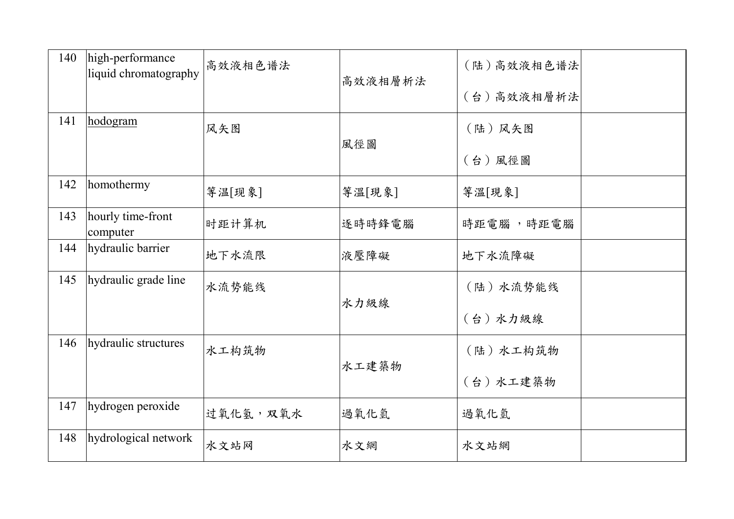| 140 | high-performance liquid chromatography | 高效液相色谱法 | 高效液相層析法 | （陆）高效液相色谱法<br>（台）高效液相層析法 | |
|---|---|---|---|---|---|
| 141 | hodogram | 风矢图 | 風徑圖 | （陆）风矢图<br>（台）風徑圖 | |
| 142 | homothermy | 等温[现象] | 等溫[現象] | 等溫[現象] | |
| 143 | hourly time-front computer | 时距计算机 | 逐時時鋒電腦 | 時距電腦 ，時距電腦 | |
| 144 | hydraulic barrier | 地下水流限 | 液壓障礙 | 地下水流障礙 | |
| 145 | hydraulic grade line | 水流势能线 | 水力級線 | （陆）水流势能线<br>（台）水力級線 | |
| 146 | hydraulic structures | 水工构筑物 | 水工建築物 | （陆）水工构筑物<br>（台）水工建築物 | |
| 147 | hydrogen peroxide | 过氧化氢，双氧水 | 過氧化氫 | 過氧化氫 | |
| 148 | hydrological network | 水文站网 | 水文網 | 水文站網 | |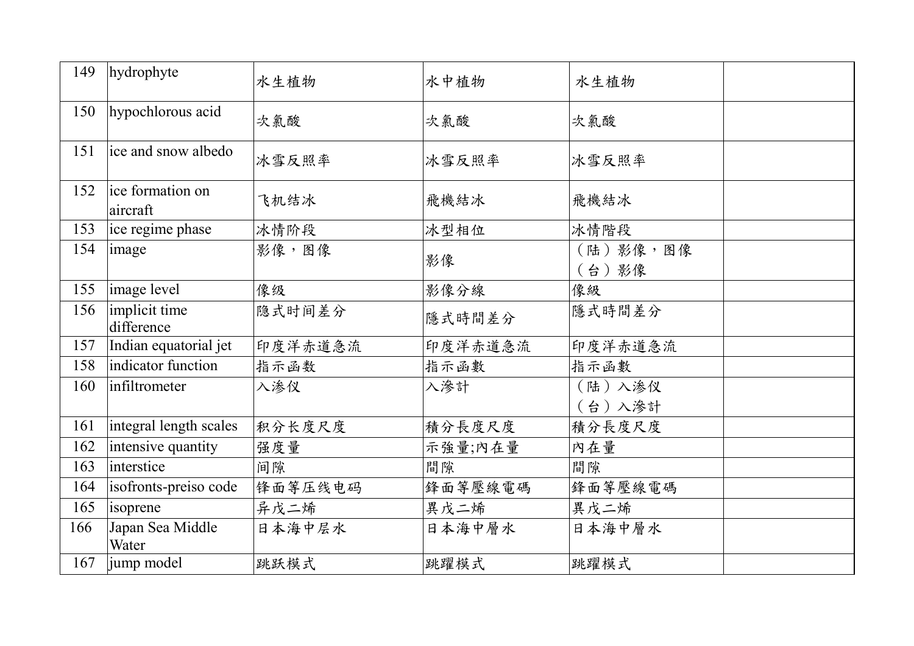| 149 | hydrophyte | 水生植物 | 水中植物 | 水生植物 | |
|---|---|---|---|---|---|
| 150 | hypochlorous acid | 次氯酸 | 次氯酸 | 次氯酸 | |
| 151 | ice and snow albedo | 冰雪反照率 | 冰雪反照率 | 冰雪反照率 | |
| 152 | ice formation on aircraft | 飞机结冰 | 飛機結冰 | 飛機結冰 | |
| 153 | ice regime phase | 冰情阶段 | 冰型相位 | 冰情階段 | |
| 154 | image | 影像，图像 | 影像 | （陆）影像，图像<br>（台）影像 | |
| 155 | image level | 像级 | 影像分線 | 像級 | |
| 156 | implicit time difference | 隐式时间差分 | 隱式時間差分 | 隱式時間差分 | |
| 157 | Indian equatorial jet | 印度洋赤道急流 | 印度洋赤道急流 | 印度洋赤道急流 | |
| 158 | indicator function | 指示函数 | 指示函數 | 指示函數 | |
| 160 | infiltrometer | 入渗仪 | 入滲計 | （陆）入渗仪<br>（台）入滲計 | |
| 161 | integral length scales | 积分长度尺度 | 積分長度尺度 | 積分長度尺度 | |
| 162 | intensive quantity | 强度量 | 示強量;內在量 | 內在量 | |
| 163 | interstice | 间隙 | 間隙 | 間隙 | |
| 164 | isofronts-preiso code | 锋面等压线电码 | 鋒面等壓線電碼 | 鋒面等壓線電碼 | |
| 165 | isoprene | 异戊二烯 | 異戊二烯 | 異戊二烯 | |
| 166 | Japan Sea Middle Water | 日本海中层水 | 日本海中層水 | 日本海中層水 | |
| 167 | jump model | 跳跃模式 | 跳躍模式 | 跳躍模式 | |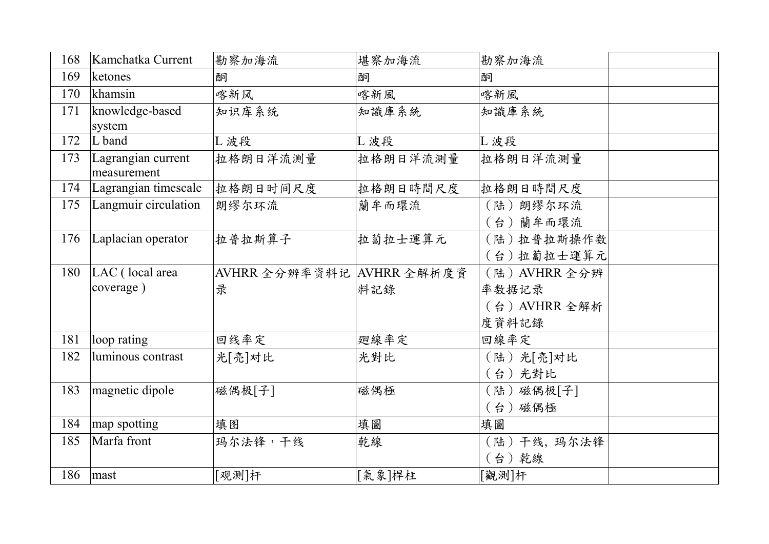| 168 | Kamchatka Current | 勘察加海流 | 堪察加海流 | 勘察加海流 | |
|---|---|---|---|---|---|
| 169 | ketones | 酮 | 酮 | 酮 | |
| 170 | khamsin | 喀新风 | 喀新風 | 喀新風 | |
| 171 | knowledge-based system | 知识库系统 | 知識庫系統 | 知識庫系統 | |
| 172 | L band | L 波段 | L 波段 | L 波段 | |
| 173 | Lagrangian current measurement | 拉格朗日洋流测量 | 拉格朗日洋流測量 | 拉格朗日洋流測量 | |
| 174 | Lagrangian timescale | 拉格朗日时间尺度 | 拉格朗日時間尺度 | 拉格朗日時間尺度 | |
| 175 | Langmuir circulation | 朗缪尔环流 | 蘭牟而環流 | （陆）朗缪尔环流<br>（台）蘭牟而環流 | |
| 176 | Laplacian operator | 拉普拉斯算子 | 拉蔔拉士運算元 | （陆）拉普拉斯操作数<br>（台）拉蔔拉士運算元 | |
| 180 | LAC ( local area coverage ) | AVHRR 全分辨率资料记录 | AVHRR 全解析度資料記錄 | （陆）AVHRR 全分辨率数据记录<br>（台）AVHRR 全解析度資料記錄 | |
| 181 | loop rating | 回线率定 | 廻線率定 | 回線率定 | |
| 182 | luminous contrast | 光[亮]对比 | 光對比 | （陆）光[亮]对比<br>（台）光對比 | |
| 183 | magnetic dipole | 磁偶极[子] | 磁偶極 | （陆）磁偶极[子]<br>（台）磁偶極 | |
| 184 | map spotting | 填图 | 填圖 | 填圖 | |
| 185 | Marfa front | 玛尔法锋，干线 | 乾線 | （陆）干线，玛尔法锋<br>（台）乾線 | |
| 186 | mast | [观测]杆 | [氣象]桿柱 | [觀測]杆 | |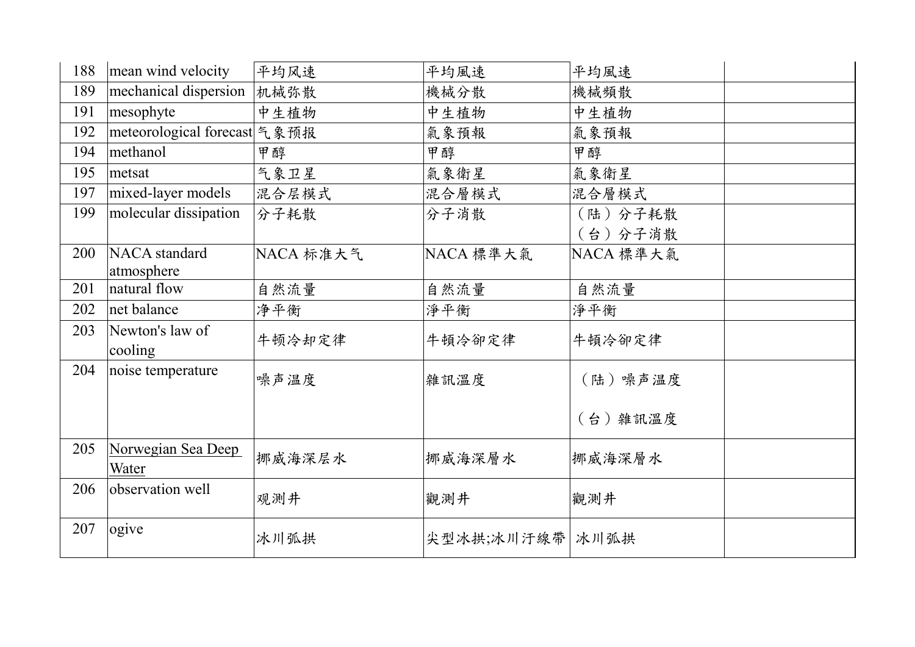| 188 | mean wind velocity | 平均风速 | 平均風速 | 平均風速 | |
|---|---|---|---|---|---|
| 189 | mechanical dispersion | 机械弥散 | 機械分散 | 機械頻散 | |
| 191 | mesophyte | 中生植物 | 中生植物 | 中生植物 | |
| 192 | meteorological forecast | 气象预报 | 氣象預報 | 氣象預報 | |
| 194 | methanol | 甲醇 | 甲醇 | 甲醇 | |
| 195 | metsat | 气象卫星 | 氣象衛星 | 氣象衛星 | |
| 197 | mixed-layer models | 混合层模式 | 混合層模式 | 混合層模式 | |
| 199 | molecular dissipation | 分子耗散 | 分子消散 | （陆）分子耗散<br>（台）分子消散 | |
| 200 | NACA standard atmosphere | NACA 标准大气 | NACA 標準大氣 | NACA 標準大氣 | |
| 201 | natural flow | 自然流量 | 自然流量 | 自然流量 | |
| 202 | net balance | 净平衡 | 淨平衡 | 淨平衡 | |
| 203 | Newton's law of cooling | 牛顿冷却定律 | 牛頓冷卻定律 | 牛頓冷卻定律 | |
| 204 | noise temperature | 噪声温度 | 雜訊溫度 | （陆）噪声温度<br>（台）雜訊溫度 | |
| 205 | Norwegian Sea Deep Water | 挪威海深层水 | 挪威海深層水 | 挪威海深層水 | |
| 206 | observation well | 观测井 | 觀測井 | 觀測井 | |
| 207 | ogive | 冰川弧拱 | 尖型冰拱;冰川汙線帶 | 冰川弧拱 | |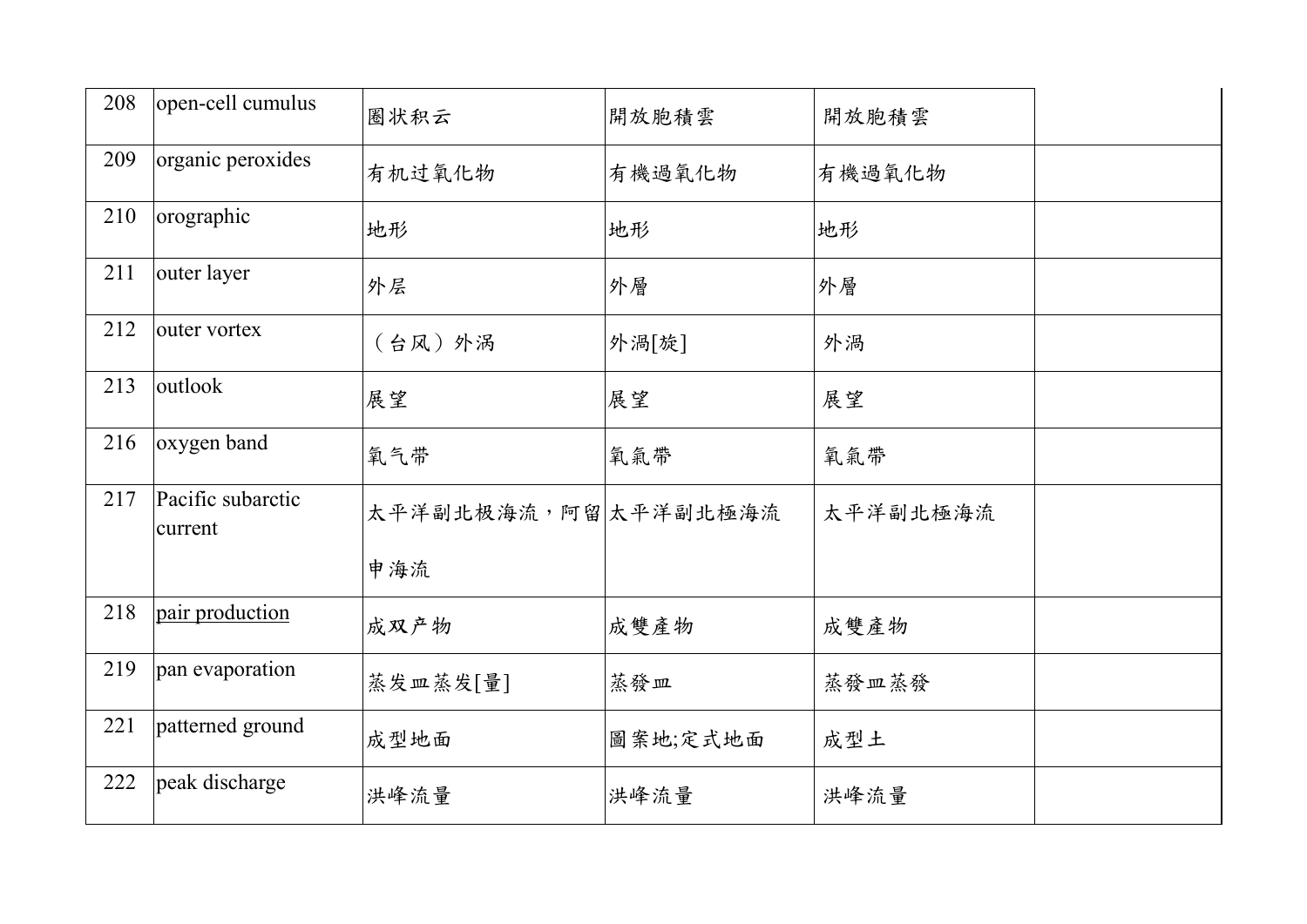| 208 | open-cell cumulus | 圈状积云 | 開放胞積雲 | 開放胞積雲 | |
|---|---|---|---|---|---|
| 209 | organic peroxides | 有机过氧化物 | 有機過氧化物 | 有機過氧化物 | |
| 210 | orographic | 地形 | 地形 | 地形 | |
| 211 | outer layer | 外层 | 外層 | 外層 | |
| 212 | outer vortex | （台风）外涡 | 外渦[旋] | 外渦 | |
| 213 | outlook | 展望 | 展望 | 展望 | |
| 216 | oxygen band | 氧气带 | 氧氣帶 | 氧氣帶 | |
| 217 | Pacific subarctic current | 太平洋副北极海流，阿留申海流 | 太平洋副北極海流 | 太平洋副北極海流 | |
| 218 | pair production | 成双产物 | 成雙產物 | 成雙產物 | |
| 219 | pan evaporation | 蒸发皿蒸发[量] | 蒸發皿 | 蒸發皿蒸發 | |
| 221 | patterned ground | 成型地面 | 圖案地;定式地面 | 成型土 | |
| 222 | peak discharge | 洪峰流量 | 洪峰流量 | 洪峰流量 | |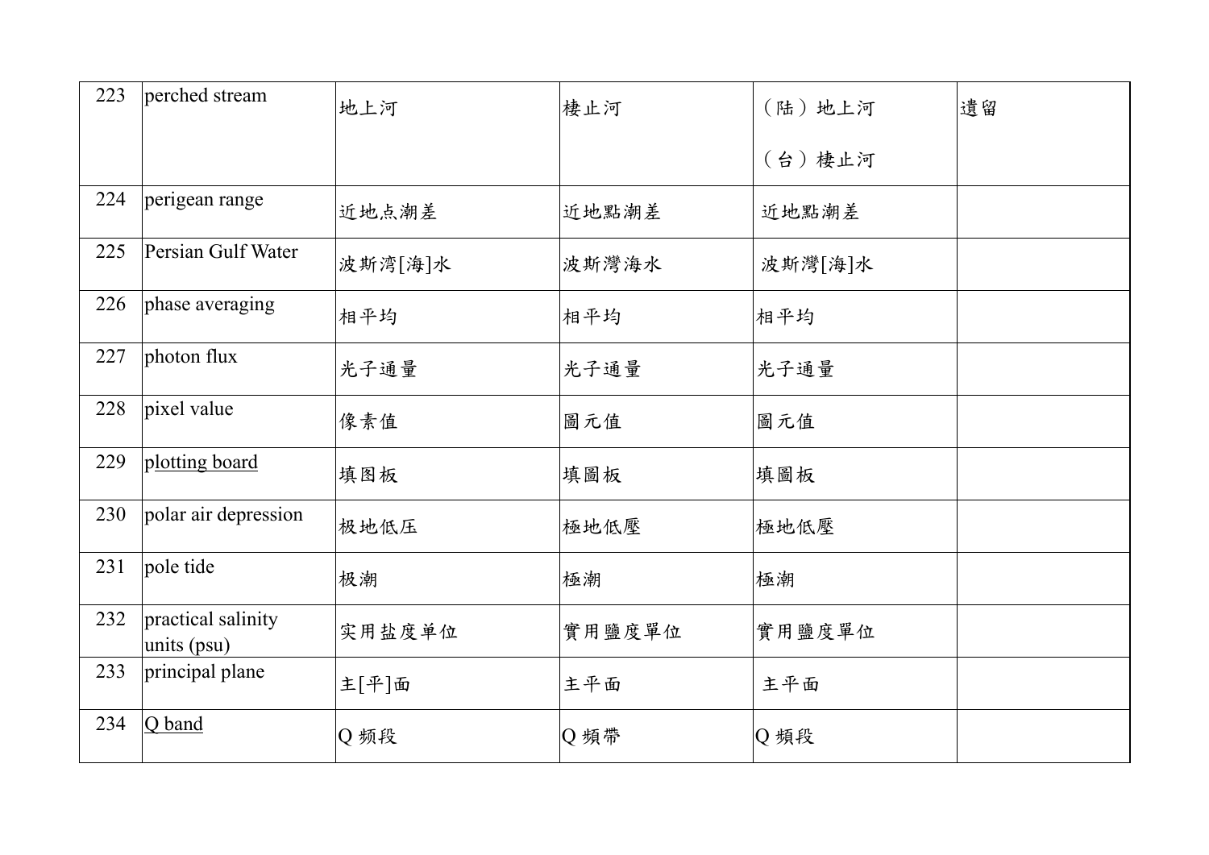| 223 | perched stream | 地上河 | 棲止河 | （陆）地上河<br>（台）棲止河 | 遺留 |
|---|---|---|---|---|---|
| 224 | perigean range | 近地点潮差 | 近地點潮差 | 近地點潮差 | |
| 225 | Persian Gulf Water | 波斯湾[海]水 | 波斯灣海水 | 波斯灣[海]水 | |
| 226 | phase averaging | 相平均 | 相平均 | 相平均 | |
| 227 | photon flux | 光子通量 | 光子通量 | 光子通量 | |
| 228 | pixel value | 像素值 | 圖元值 | 圖元值 | |
| 229 | plotting board | 填图板 | 填圖板 | 填圖板 | |
| 230 | polar air depression | 极地低压 | 極地低壓 | 極地低壓 | |
| 231 | pole tide | 极潮 | 極潮 | 極潮 | |
| 232 | practical salinity units (psu) | 实用盐度单位 | 實用鹽度單位 | 實用鹽度單位 | |
| 233 | principal plane | 主[平]面 | 主平面 | 主平面 | |
| 234 | Q band | Q 频段 | Q 頻帶 | Q 頻段 | |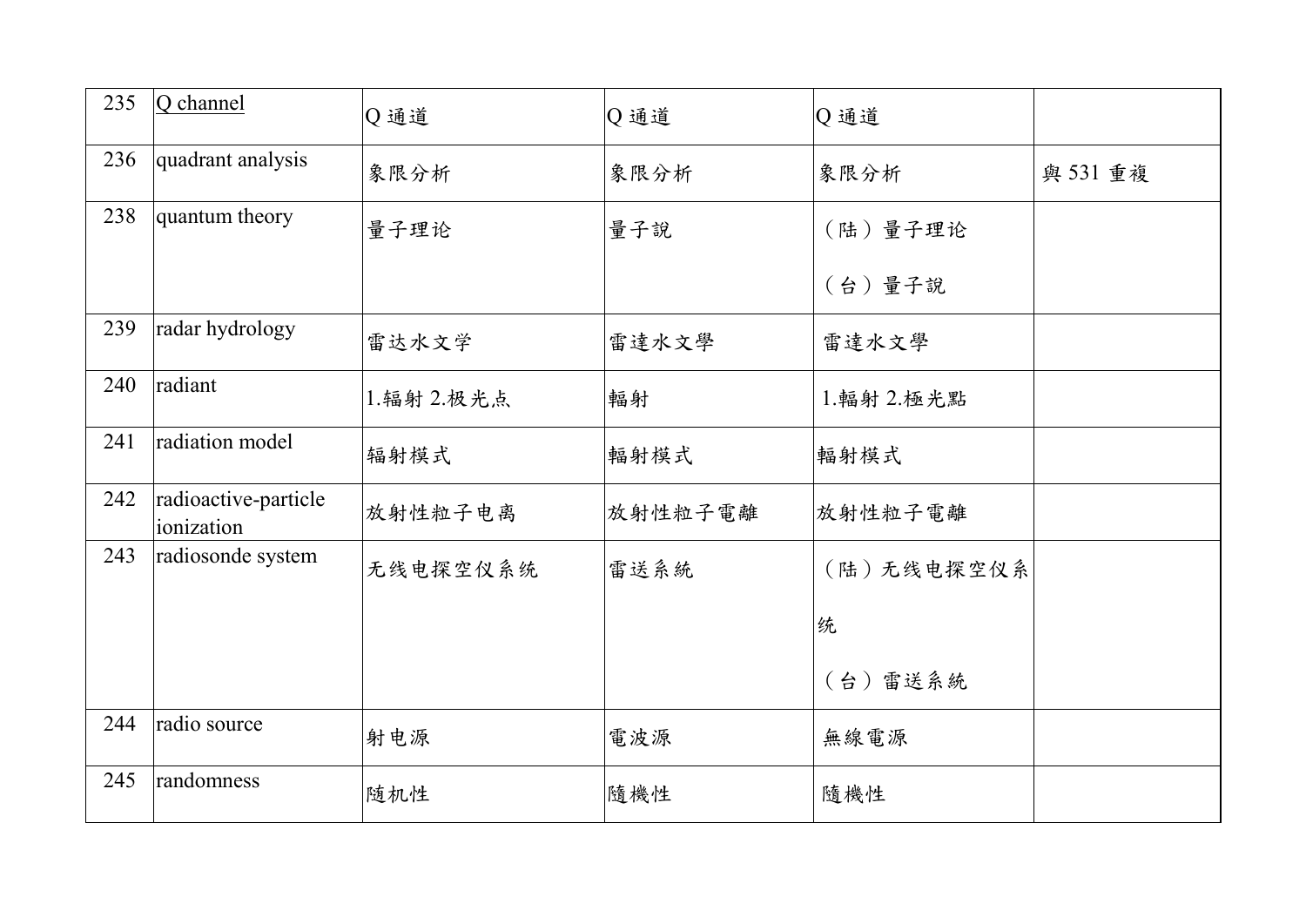| 235 | Q channel | Q 通道 | Q 通道 | Q 通道 | |
|---|---|---|---|---|---|
| 236 | quadrant analysis | 象限分析 | 象限分析 | 象限分析 | 與 531 重複 |
| 238 | quantum theory | 量子理论 | 量子說 | （陸）量子理论<br>（台）量子說 | |
| 239 | radar hydrology | 雷达水文学 | 雷達水文學 | 雷達水文學 | |
| 240 | radiant | 1.辐射 2.极光点 | 輻射 | 1.輻射 2.極光點 | |
| 241 | radiation model | 辐射模式 | 輻射模式 | 輻射模式 | |
| 242 | radioactive-particle ionization | 放射性粒子电离 | 放射性粒子電離 | 放射性粒子電離 | |
| 243 | radiosonde system | 无线电探空仪系统 | 雷送系統 | （陸）无线电探空仪系统<br>（台）雷送系統 | |
| 244 | radio source | 射电源 | 電波源 | 無線電源 | |
| 245 | randomness | 随机性 | 隨機性 | 隨機性 | |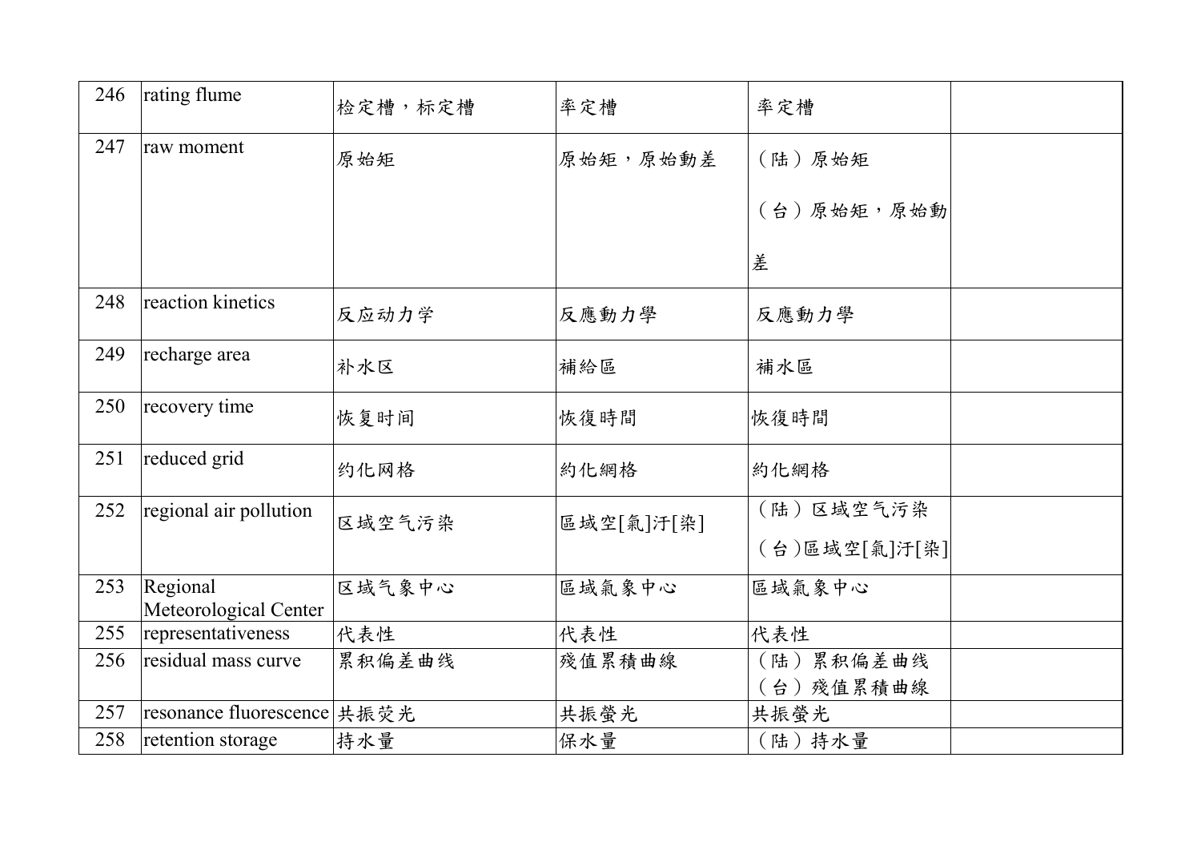| 246 | rating flume | 检定槽，标定槽 | 率定槽 | 率定槽 | |
|---|---|---|---|---|---|
| 247 | raw moment | 原始矩 | 原始矩，原始動差 | （陆）原始矩<br>（台）原始矩，原始動差 | |
| 248 | reaction kinetics | 反应动力学 | 反應動力學 | 反應動力學 | |
| 249 | recharge area | 补水区 | 補給區 | 補水區 | |
| 250 | recovery time | 恢复时间 | 恢復時間 | 恢復時間 | |
| 251 | reduced grid | 约化网格 | 約化網格 | 約化網格 | |
| 252 | regional air pollution | 区域空气污染 | 區域空[氣]汙[染] | （陆）区域空气污染<br>（台)區域空[氣]汙[染] | |
| 253 | Regional Meteorological Center | 区域气象中心 | 區域氣象中心 | 區域氣象中心 | |
| 255 | representativeness | 代表性 | 代表性 | 代表性 | |
| 256 | residual mass curve | 累积偏差曲线 | 殘值累積曲線 | （陆）累积偏差曲线<br>（台）殘值累積曲線 | |
| 257 | resonance fluorescence | 共振荧光 | 共振螢光 | 共振螢光 | |
| 258 | retention storage | 持水量 | 保水量 | （陆）持水量 | |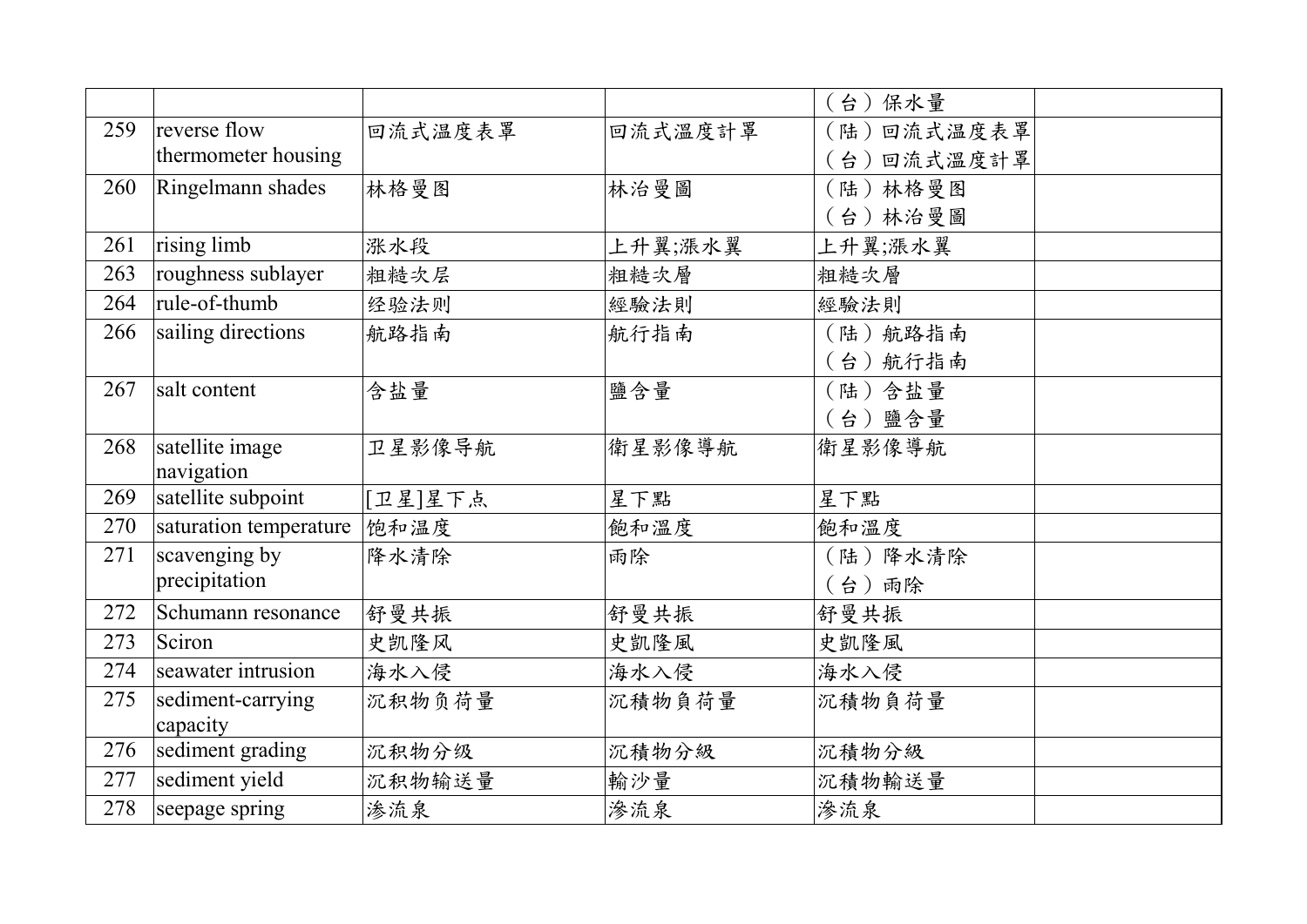| | | | | | |
|---|---|---|---|---|---|
| | | | | （台）保水量 | |
| 259 | reverse flow thermometer housing | 回流式温度表罩 | 回流式溫度計罩 | （陆）回流式温度表罩<br>（台）回流式溫度計罩 | |
| 260 | Ringelmann shades | 林格曼图 | 林治曼圖 | （陆）林格曼图<br>（台）林治曼圖 | |
| 261 | rising limb | 涨水段 | 上升翼;漲水翼 | 上升翼;漲水翼 | |
| 263 | roughness sublayer | 粗糙次层 | 粗糙次層 | 粗糙次層 | |
| 264 | rule-of-thumb | 经验法则 | 經驗法則 | 經驗法則 | |
| 266 | sailing directions | 航路指南 | 航行指南 | （陆）航路指南<br>（台）航行指南 | |
| 267 | salt content | 含盐量 | 鹽含量 | （陆）含盐量<br>（台）鹽含量 | |
| 268 | satellite image navigation | 卫星影像导航 | 衛星影像導航 | 衛星影像導航 | |
| 269 | satellite subpoint | [卫星]星下点 | 星下點 | 星下點 | |
| 270 | saturation temperature | 饱和温度 | 飽和溫度 | 飽和溫度 | |
| 271 | scavenging by precipitation | 降水清除 | 雨除 | （陆）降水清除<br>（台）雨除 | |
| 272 | Schumann resonance | 舒曼共振 | 舒曼共振 | 舒曼共振 | |
| 273 | Sciron | 史凯隆风 | 史凱隆風 | 史凱隆風 | |
| 274 | seawater intrusion | 海水入侵 | 海水入侵 | 海水入侵 | |
| 275 | sediment-carrying capacity | 沉积物负荷量 | 沉積物負荷量 | 沉積物負荷量 | |
| 276 | sediment grading | 沉积物分级 | 沉積物分級 | 沉積物分級 | |
| 277 | sediment yield | 沉积物输送量 | 輸沙量 | 沉積物輸送量 | |
| 278 | seepage spring | 渗流泉 | 滲流泉 | 滲流泉 | |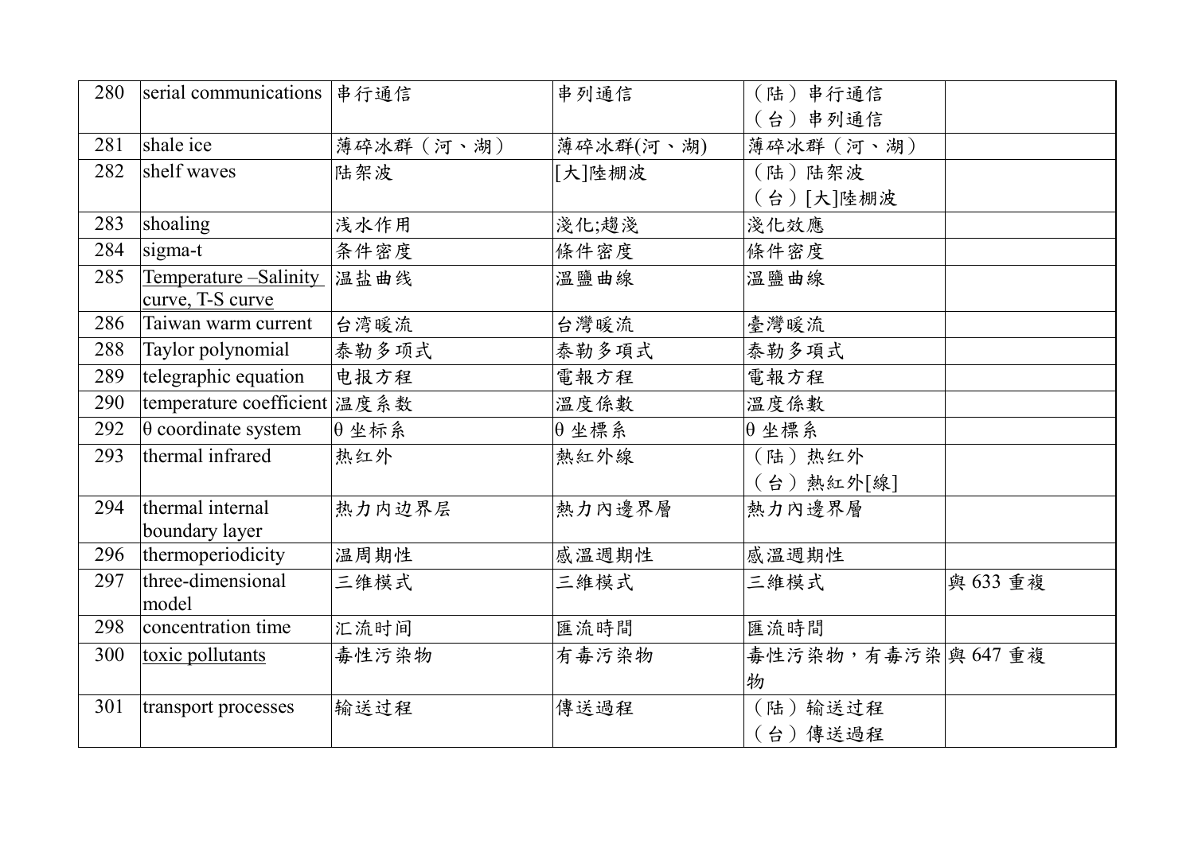| 280 | serial communications | 串行通信 | 串列通信 | （陆）串行通信<br>（台）串列通信 | |
|---|---|---|---|---|---|
| 281 | shale ice | 薄碎冰群（河、湖） | 薄碎冰群(河、湖) | 薄碎冰群（河、湖） | |
| 282 | shelf waves | 陆架波 | [大]陸棚波 | （陆）陆架波<br>（台）[大]陸棚波 | |
| 283 | shoaling | 浅水作用 | 淺化;趨淺 | 淺化效應 | |
| 284 | sigma-t | 条件密度 | 條件密度 | 條件密度 | |
| 285 | Temperature –Salinity curve, T-S curve | 温盐曲线 | 溫鹽曲線 | 溫鹽曲線 | |
| 286 | Taiwan warm current | 台湾暖流 | 台灣暖流 | 臺灣暖流 | |
| 288 | Taylor polynomial | 泰勒多项式 | 泰勒多項式 | 泰勒多項式 | |
| 289 | telegraphic equation | 电报方程 | 電報方程 | 電報方程 | |
| 290 | temperature coefficient | 温度系数 | 溫度係數 | 溫度係數 | |
| 292 | θ coordinate system | θ 坐标系 | θ 坐標系 | θ 坐標系 | |
| 293 | thermal infrared | 热红外 | 熱紅外線 | （陆）热红外<br>（台）熱紅外[線] | |
| 294 | thermal internal boundary layer | 热力内边界层 | 熱力內邊界層 | 熱力內邊界層 | |
| 296 | thermoperiodicity | 温周期性 | 感溫週期性 | 感溫週期性 | |
| 297 | three-dimensional model | 三维模式 | 三維模式 | 三維模式 | 與 633 重複 |
| 298 | concentration time | 汇流时间 | 匯流時間 | 匯流時間 | |
| 300 | toxic pollutants | 毒性污染物 | 有毒污染物 | 毒性污染物，有毒污染物 | 與 647 重複 |
| 301 | transport processes | 输送过程 | 傳送過程 | （陆）输送过程<br>（台）傳送過程 | |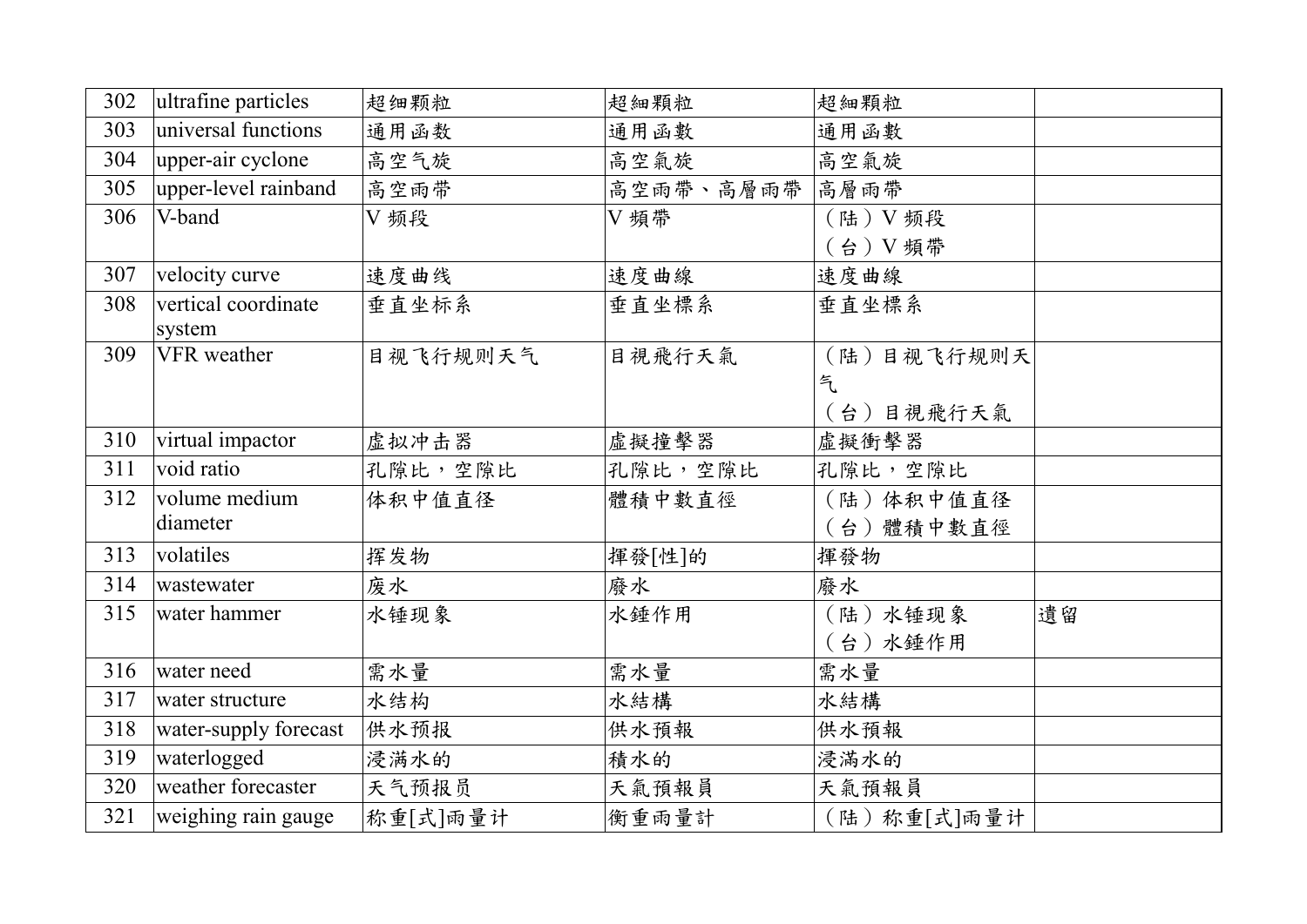| 302 | ultrafine particles | 超细颗粒 | 超細顆粒 | 超細顆粒 | |
|---|---|---|---|---|---|
| 303 | universal functions | 通用函数 | 通用函數 | 通用函數 | |
| 304 | upper-air cyclone | 高空气旋 | 高空氣旋 | 高空氣旋 | |
| 305 | upper-level rainband | 高空雨带 | 高空雨帶、高層雨帶 | 高層雨帶 | |
| 306 | V-band | V 频段 | V 頻帶 | (陆) V 频段<br>(台) V 頻帶 | |
| 307 | velocity curve | 速度曲线 | 速度曲線 | 速度曲線 | |
| 308 | vertical coordinate system | 垂直坐标系 | 垂直坐標系 | 垂直坐標系 | |
| 309 | VFR weather | 目视飞行规则天气 | 目視飛行天氣 | (陆) 目视飞行规则天气<br>(台) 目視飛行天氣 | |
| 310 | virtual impactor | 虚拟冲击器 | 虛擬撞擊器 | 虛擬衝擊器 | |
| 311 | void ratio | 孔隙比,空隙比 | 孔隙比,空隙比 | 孔隙比,空隙比 | |
| 312 | volume medium diameter | 体积中值直径 | 體積中數直徑 | (陆) 体积中值直径<br>(台) 體積中數直徑 | |
| 313 | volatiles | 挥发物 | 揮發[性]的 | 揮發物 | |
| 314 | wastewater | 废水 | 廢水 | 廢水 | |
| 315 | water hammer | 水锤现象 | 水錘作用 | (陆) 水锤现象<br>(台) 水錘作用 | 遺留 |
| 316 | water need | 需水量 | 需水量 | 需水量 | |
| 317 | water structure | 水结构 | 水結構 | 水結構 | |
| 318 | water-supply forecast | 供水预报 | 供水預報 | 供水預報 | |
| 319 | waterlogged | 浸满水的 | 積水的 | 浸滿水的 | |
| 320 | weather forecaster | 天气预报员 | 天氣預報員 | 天氣預報員 | |
| 321 | weighing rain gauge | 称重[式]雨量计 | 衡重雨量計 | (陆) 称重[式]雨量计 | |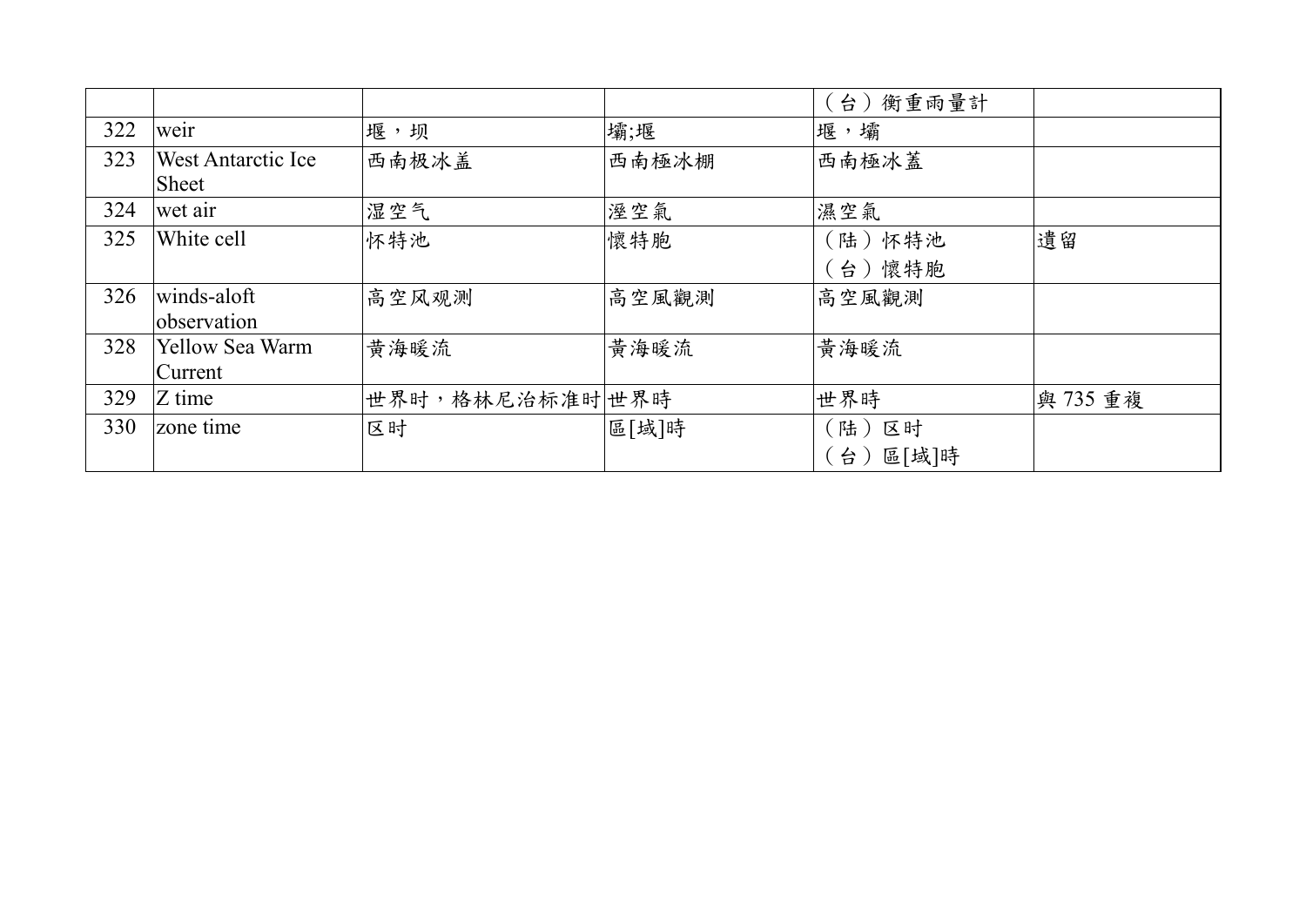| | | | | | |
|---|---|---|---|---|---|
| | | | | （台）衡重雨量計 | |
| 322 | weir | 堰，坝 | 壩;堰 | 堰，壩 | |
| 323 | West Antarctic Ice Sheet | 西南极冰盖 | 西南極冰棚 | 西南極冰蓋 | |
| 324 | wet air | 湿空气 | 溼空氣 | 濕空氣 | |
| 325 | White cell | 怀特池 | 懷特胞 | （陆）怀特池<br>（台）懷特胞 | 遺留 |
| 326 | winds-aloft observation | 高空风观测 | 高空風觀測 | 高空風觀測 | |
| 328 | Yellow Sea Warm Current | 黄海暖流 | 黃海暖流 | 黃海暖流 | |
| 329 | Z time | 世界时，格林尼治标准时 | 世界時 | 世界時 | 與 735 重複 |
| 330 | zone time | 区时 | 區[域]時 | （陆）区时<br>（台）區[域]時 | |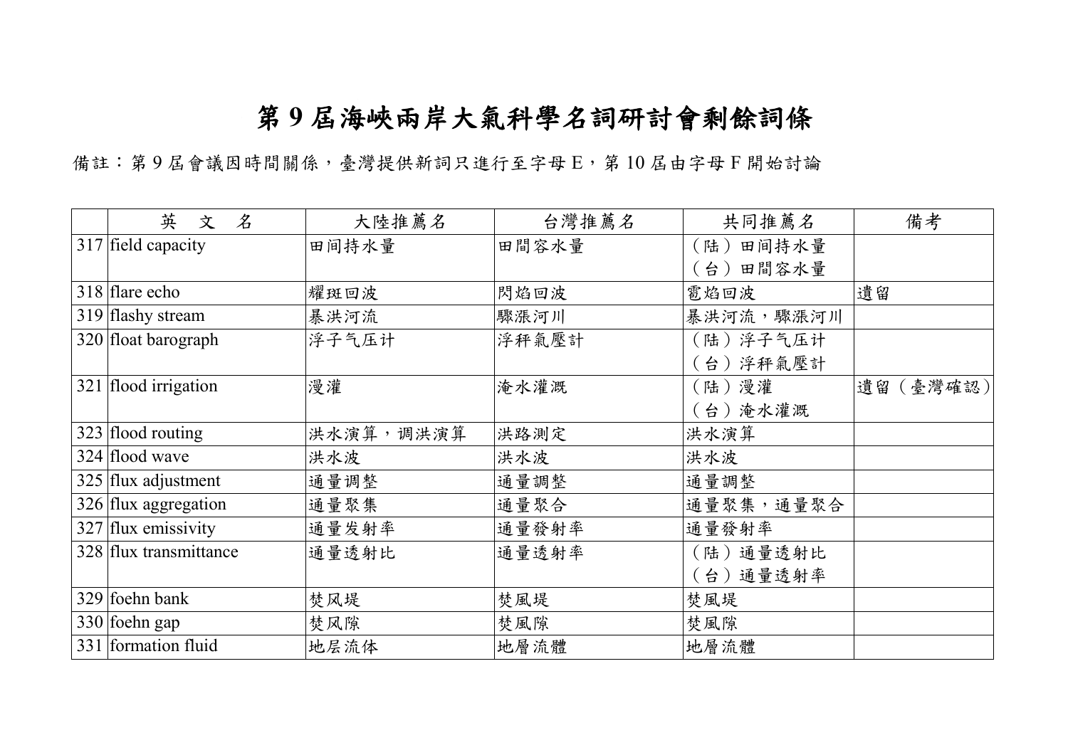# 第 9 屆海峽兩岸大氣科學名詞研討會剩餘詞條

備註：第 9 屆會議因時間關係，臺灣提供新詞只進行至字母 E，第 10 屆由字母 F 開始討論

| | 英　文　名 | 大陸推薦名 | 台灣推薦名 | 共同推薦名 | 備考 |
|---|---|---|---|---|---|
| 317 | field capacity | 田间持水量 | 田間容水量 | （陆）田间持水量<br>（台）田間容水量 | |
| 318 | flare echo | 耀斑回波 | 閃焰回波 | 雹焰回波 | 遺留 |
| 319 | flashy stream | 暴洪河流 | 驟漲河川 | 暴洪河流，驟漲河川 | |
| 320 | float barograph | 浮子气压计 | 浮秤氣壓計 | （陆）浮子气压计<br>（台）浮秤氣壓計 | |
| 321 | flood irrigation | 漫灌 | 淹水灌溉 | （陆）漫灌<br>（台）淹水灌溉 | 遺留（臺灣確認） |
| 323 | flood routing | 洪水演算，调洪演算 | 洪路測定 | 洪水演算 | |
| 324 | flood wave | 洪水波 | 洪水波 | 洪水波 | |
| 325 | flux adjustment | 通量调整 | 通量調整 | 通量調整 | |
| 326 | flux aggregation | 通量聚集 | 通量聚合 | 通量聚集，通量聚合 | |
| 327 | flux emissivity | 通量发射率 | 通量發射率 | 通量發射率 | |
| 328 | flux transmittance | 通量透射比 | 通量透射率 | （陆）通量透射比<br>（台）通量透射率 | |
| 329 | foehn bank | 焚风堤 | 焚風堤 | 焚風堤 | |
| 330 | foehn gap | 焚风隙 | 焚風隙 | 焚風隙 | |
| 331 | formation fluid | 地层流体 | 地層流體 | 地層流體 | |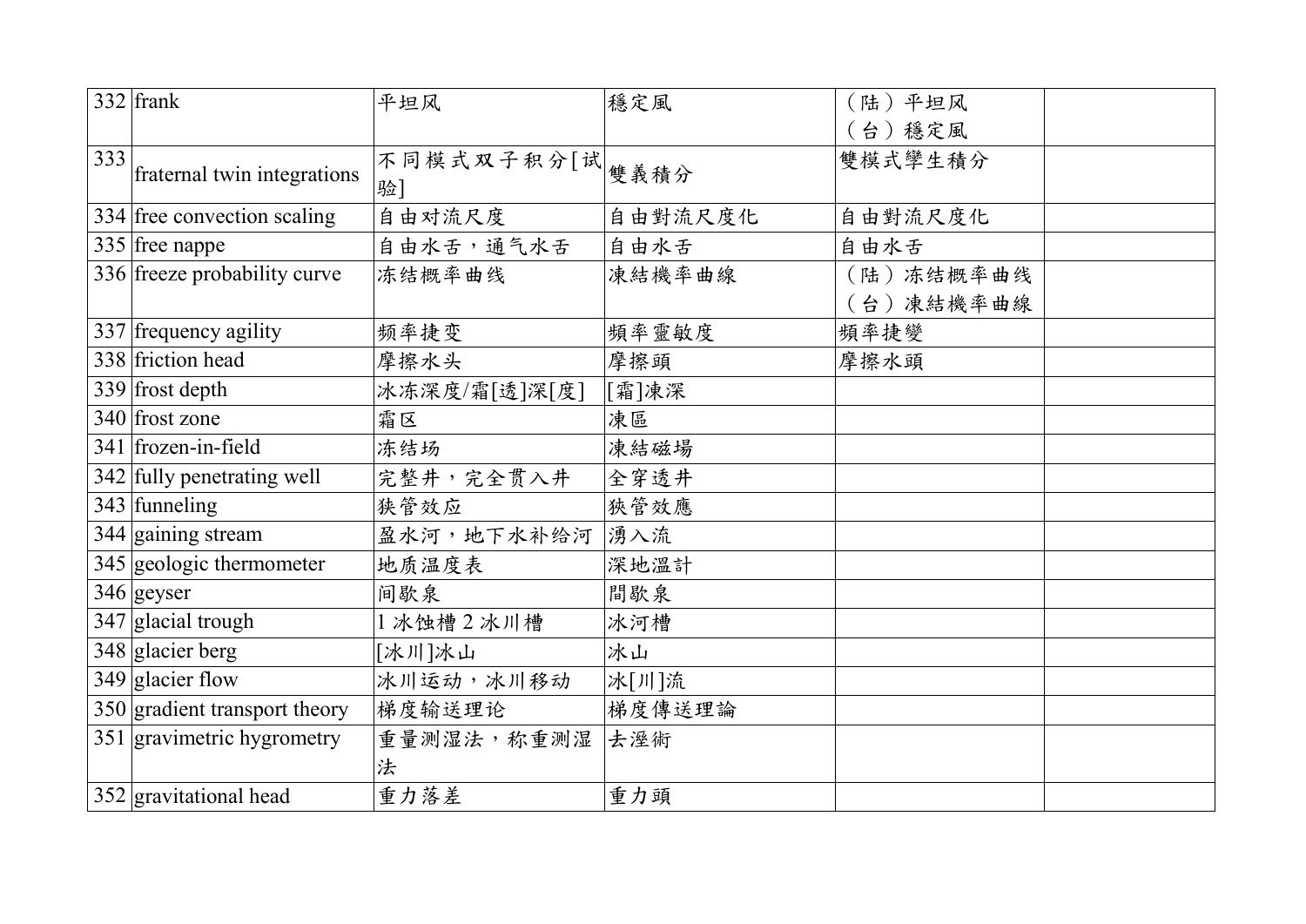| 332 | frank | 平坦风 | 穩定風 | （陆）平坦风<br>（台）穩定風 | |
|---|---|---|---|---|---|
| 333 | fraternal twin integrations | 不同模式双子积分[试验] | 雙義積分 | 雙模式孿生積分 | |
| 334 | free convection scaling | 自由对流尺度 | 自由對流尺度化 | 自由對流尺度化 | |
| 335 | free nappe | 自由水舌，通气水舌 | 自由水舌 | 自由水舌 | |
| 336 | freeze probability curve | 冻结概率曲线 | 凍結機率曲線 | （陆）冻结概率曲线<br>（台）凍結機率曲線 | |
| 337 | frequency agility | 频率捷变 | 頻率靈敏度 | 頻率捷變 | |
| 338 | friction head | 摩擦水头 | 摩擦頭 | 摩擦水頭 | |
| 339 | frost depth | 冰冻深度/霜[透]深[度] | [霜]凍深 | | |
| 340 | frost zone | 霜区 | 凍區 | | |
| 341 | frozen-in-field | 冻结场 | 凍結磁場 | | |
| 342 | fully penetrating well | 完整井，完全贯入井 | 全穿透井 | | |
| 343 | funneling | 狭管效应 | 狹管效應 | | |
| 344 | gaining stream | 盈水河，地下水补给河 | 湧入流 | | |
| 345 | geologic thermometer | 地质温度表 | 深地溫計 | | |
| 346 | geyser | 间歇泉 | 間歇泉 | | |
| 347 | glacial trough | 1 冰蚀槽 2 冰川槽 | 冰河槽 | | |
| 348 | glacier berg | [冰川]冰山 | 冰山 | | |
| 349 | glacier flow | 冰川运动，冰川移动 | 冰[川]流 | | |
| 350 | gradient transport theory | 梯度输送理论 | 梯度傳送理論 | | |
| 351 | gravimetric hygrometry | 重量测湿法，称重测湿法 | 去溼術 | | |
| 352 | gravitational head | 重力落差 | 重力頭 | | |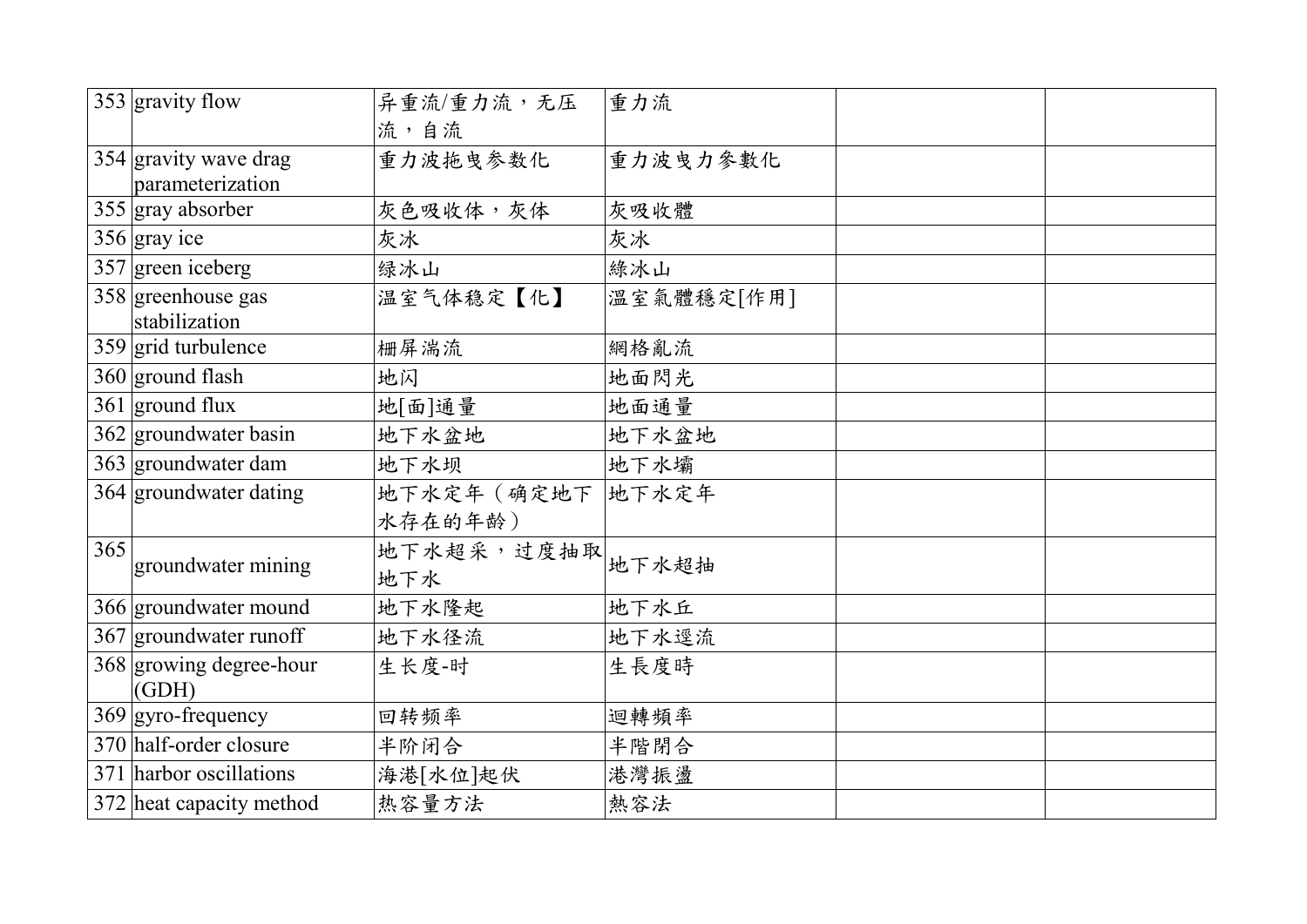| 353 | gravity flow | 异重流/重力流，无压流，自流 | 重力流 | | |
|---|---|---|---|---|---|
| 354 | gravity wave drag parameterization | 重力波拖曳参数化 | 重力波曳力參數化 | | |
| 355 | gray absorber | 灰色吸收体，灰体 | 灰吸收體 | | |
| 356 | gray ice | 灰冰 | 灰冰 | | |
| 357 | green iceberg | 绿冰山 | 綠冰山 | | |
| 358 | greenhouse gas stabilization | 温室气体稳定【化】 | 溫室氣體穩定[作用] | | |
| 359 | grid turbulence | 栅屏湍流 | 網格亂流 | | |
| 360 | ground flash | 地闪 | 地面閃光 | | |
| 361 | ground flux | 地[面]通量 | 地面通量 | | |
| 362 | groundwater basin | 地下水盆地 | 地下水盆地 | | |
| 363 | groundwater dam | 地下水坝 | 地下水壩 | | |
| 364 | groundwater dating | 地下水定年（确定地下水存在的年龄） | 地下水定年 | | |
| 365 | groundwater mining | 地下水超采，过度抽取地下水 | 地下水超抽 | | |
| 366 | groundwater mound | 地下水隆起 | 地下水丘 | | |
| 367 | groundwater runoff | 地下水径流 | 地下水逕流 | | |
| 368 | growing degree-hour (GDH) | 生长度-时 | 生長度時 | | |
| 369 | gyro-frequency | 回转频率 | 迴轉頻率 | | |
| 370 | half-order closure | 半阶闭合 | 半階閉合 | | |
| 371 | harbor oscillations | 海港[水位]起伏 | 港灣振盪 | | |
| 372 | heat capacity method | 热容量方法 | 熱容法 | | |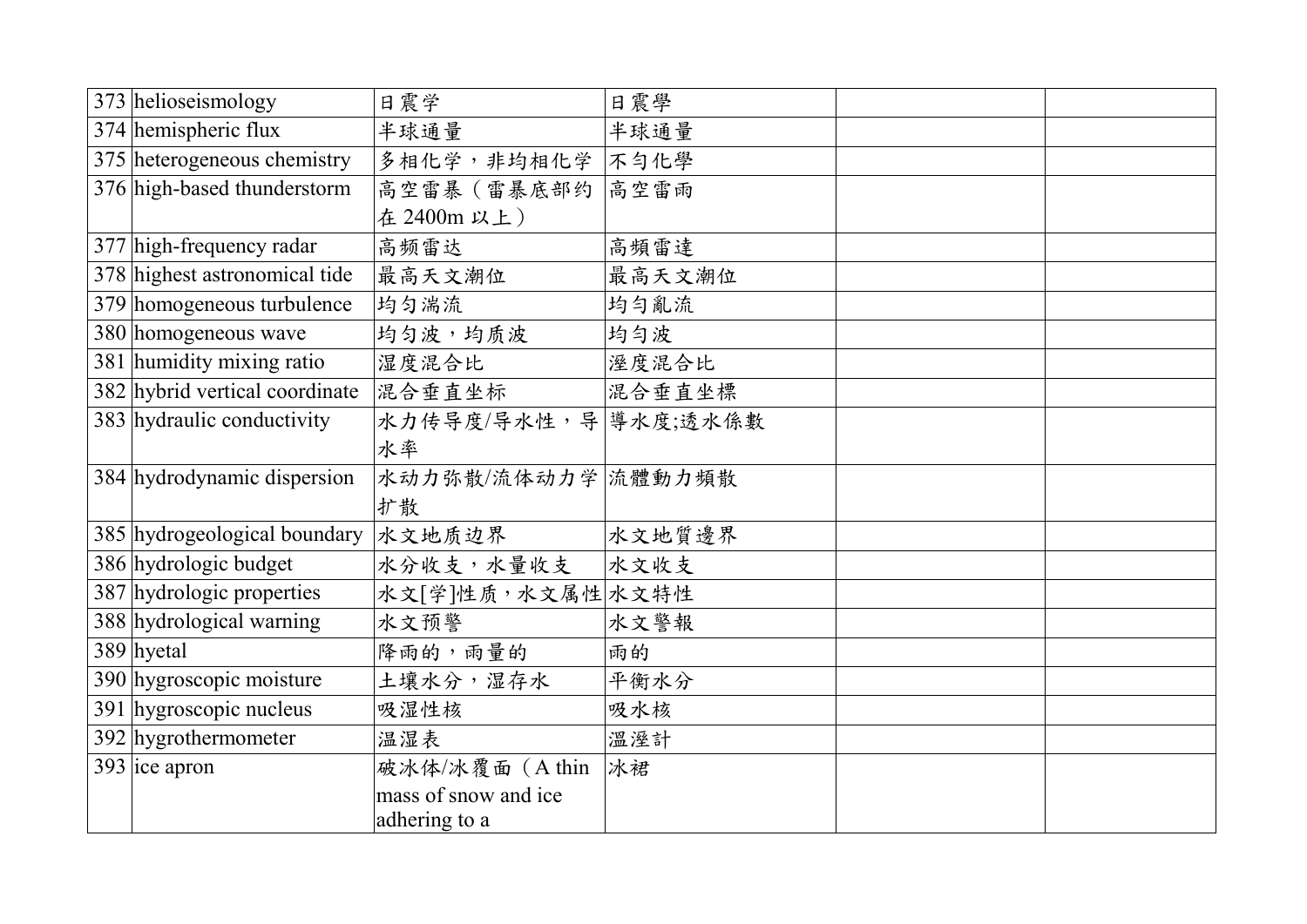| 373 | helioseismology | 日震学 | 日震學 | | |
|---|---|---|---|---|---|
| 374 | hemispheric flux | 半球通量 | 半球通量 | | |
| 375 | heterogeneous chemistry | 多相化学，非均相化学 | 不勻化學 | | |
| 376 | high-based thunderstorm | 高空雷暴（雷暴底部约在 2400m 以上） | 高空雷雨 | | |
| 377 | high-frequency radar | 高频雷达 | 高頻雷達 | | |
| 378 | highest astronomical tide | 最高天文潮位 | 最高天文潮位 | | |
| 379 | homogeneous turbulence | 均匀湍流 | 均勻亂流 | | |
| 380 | homogeneous wave | 均匀波，均质波 | 均勻波 | | |
| 381 | humidity mixing ratio | 湿度混合比 | 溼度混合比 | | |
| 382 | hybrid vertical coordinate | 混合垂直坐标 | 混合垂直坐標 | | |
| 383 | hydraulic conductivity | 水力传导度/导水性，导水率 | 導水度;透水係數 | | |
| 384 | hydrodynamic dispersion | 水动力弥散/流体动力学扩散 | 流體動力頻散 | | |
| 385 | hydrogeological boundary | 水文地质边界 | 水文地質邊界 | | |
| 386 | hydrologic budget | 水分收支，水量收支 | 水文收支 | | |
| 387 | hydrologic properties | 水文[学]性质，水文属性 | 水文特性 | | |
| 388 | hydrological warning | 水文预警 | 水文警報 | | |
| 389 | hyetal | 降雨的，雨量的 | 雨的 | | |
| 390 | hygroscopic moisture | 土壤水分，湿存水 | 平衡水分 | | |
| 391 | hygroscopic nucleus | 吸湿性核 | 吸水核 | | |
| 392 | hygrothermometer | 温湿表 | 溫溼計 | | |
| 393 | ice apron | 破冰体/冰覆面（A thin mass of snow and ice adhering to a | 冰裙 | | |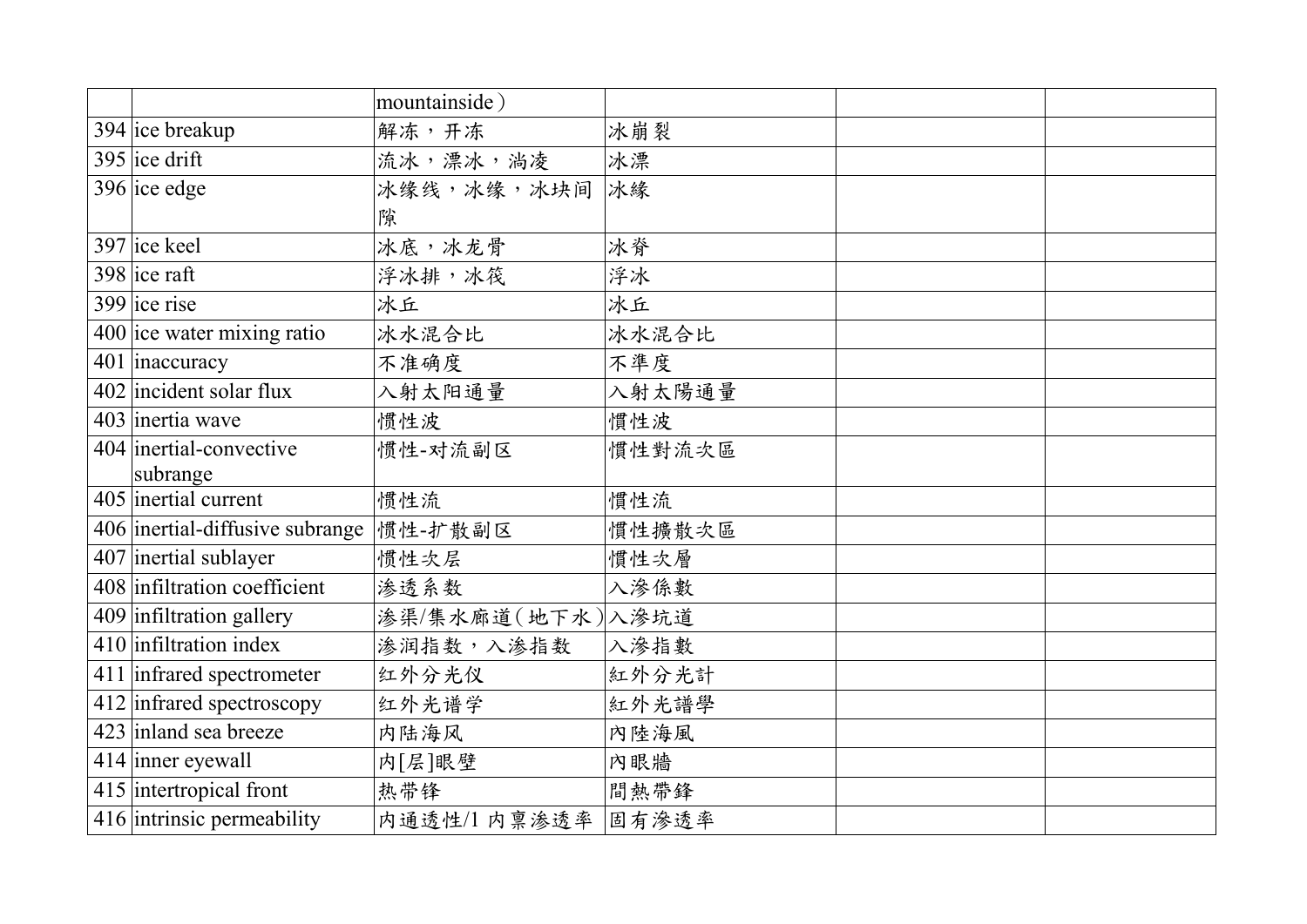| | | mountainside） | | | |
|---|---|---|---|---|---|
| 394 | ice breakup | 解冻，开冻 | 冰崩裂 | | |
| 395 | ice drift | 流冰，漂冰，淌凌 | 冰漂 | | |
| 396 | ice edge | 冰缘线，冰缘，冰块间隙 | 冰緣 | | |
| 397 | ice keel | 冰底，冰龙骨 | 冰脊 | | |
| 398 | ice raft | 浮冰排，冰筏 | 浮冰 | | |
| 399 | ice rise | 冰丘 | 冰丘 | | |
| 400 | ice water mixing ratio | 冰水混合比 | 冰水混合比 | | |
| 401 | inaccuracy | 不准确度 | 不準度 | | |
| 402 | incident solar flux | 入射太阳通量 | 入射太陽通量 | | |
| 403 | inertia wave | 惯性波 | 慣性波 | | |
| 404 | inertial-convective subrange | 惯性-对流副区 | 慣性對流次區 | | |
| 405 | inertial current | 惯性流 | 慣性流 | | |
| 406 | inertial-diffusive subrange | 惯性-扩散副区 | 慣性擴散次區 | | |
| 407 | inertial sublayer | 惯性次层 | 慣性次層 | | |
| 408 | infiltration coefficient | 渗透系数 | 入滲係數 | | |
| 409 | infiltration gallery | 渗渠/集水廊道(地下水) | 入滲坑道 | | |
| 410 | infiltration index | 渗润指数，入渗指数 | 入滲指數 | | |
| 411 | infrared spectrometer | 红外分光仪 | 紅外分光計 | | |
| 412 | infrared spectroscopy | 红外光谱学 | 紅外光譜學 | | |
| 423 | inland sea breeze | 内陆海风 | 內陸海風 | | |
| 414 | inner eyewall | 内[层]眼壁 | 內眼牆 | | |
| 415 | intertropical front | 热带锋 | 間熱帶鋒 | | |
| 416 | intrinsic permeability | 内通透性/1 内禀渗透率 | 固有滲透率 | | |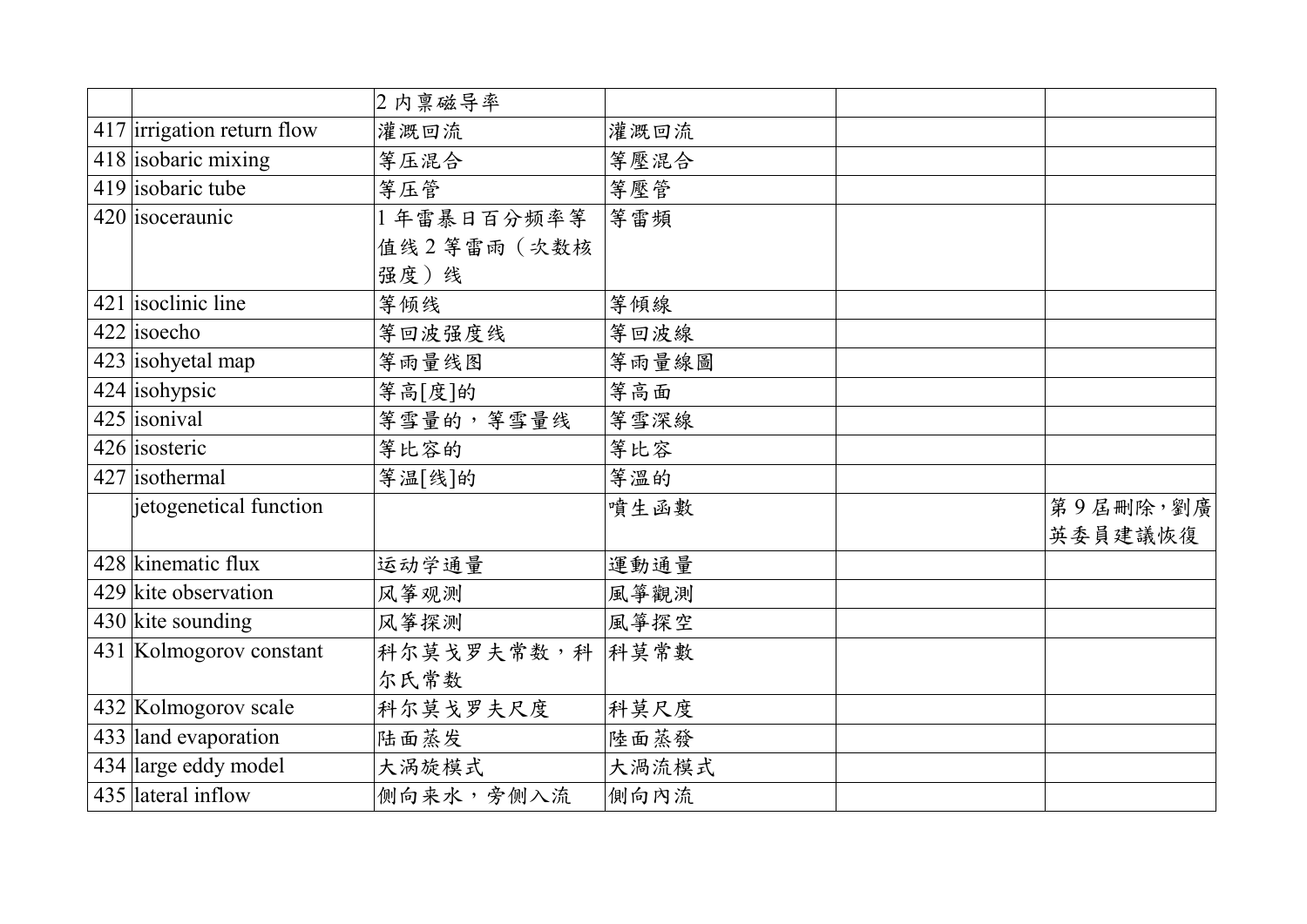| | | | | | |
|---|---|---|---|---|---|
| | | 2 内禀磁导率 | | | |
| 417 | irrigation return flow | 灌溉回流 | 灌溉回流 | | |
| 418 | isobaric mixing | 等压混合 | 等壓混合 | | |
| 419 | isobaric tube | 等压管 | 等壓管 | | |
| 420 | isoceraunic | 1 年雷暴日百分频率等值线 2 等雷雨（次数核强度）线 | 等雷頻 | | |
| 421 | isoclinic line | 等倾线 | 等傾線 | | |
| 422 | isoecho | 等回波强度线 | 等回波線 | | |
| 423 | isohyetal map | 等雨量线图 | 等雨量線圖 | | |
| 424 | isohypsic | 等高[度]的 | 等高面 | | |
| 425 | isonival | 等雪量的，等雪量线 | 等雪深線 | | |
| 426 | isosteric | 等比容的 | 等比容 | | |
| 427 | isothermal | 等温[线]的 | 等溫的 | | |
| | jetogenetical function | | 噴生函數 | | 第 9 屆刪除，劉廣英委員建議恢復 |
| 428 | kinematic flux | 运动学通量 | 運動通量 | | |
| 429 | kite observation | 风筝观测 | 風箏觀測 | | |
| 430 | kite sounding | 风筝探测 | 風箏探空 | | |
| 431 | Kolmogorov constant | 科尔莫戈罗夫常数，科尔氏常数 | 科莫常數 | | |
| 432 | Kolmogorov scale | 科尔莫戈罗夫尺度 | 科莫尺度 | | |
| 433 | land evaporation | 陆面蒸发 | 陸面蒸發 | | |
| 434 | large eddy model | 大涡旋模式 | 大渦流模式 | | |
| 435 | lateral inflow | 侧向来水，旁侧入流 | 側向內流 | | |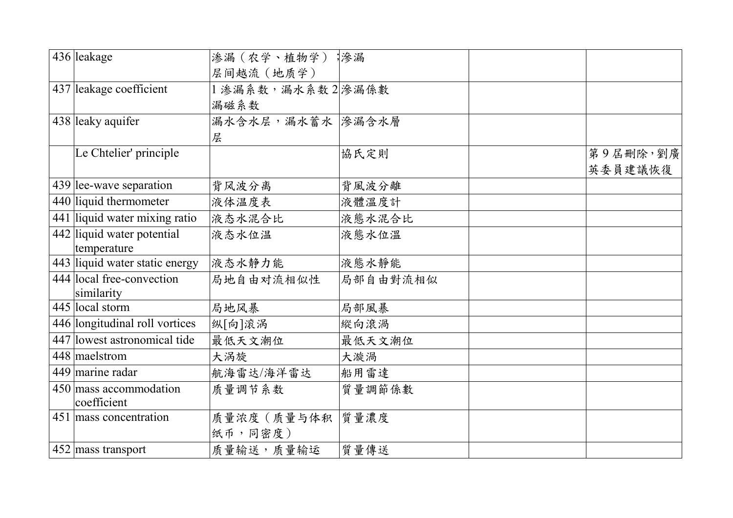| | | | | | |
|---|---|---|---|---|---|
| 436 | leakage | 渗漏（农学、植物学）；层间越流（地质学） | 滲漏 | | |
| 437 | leakage coefficient | 1 渗漏系数，漏水系数 2 漏磁系数 | 滲漏係數 | | |
| 438 | leaky aquifer | 漏水含水层，漏水蓄水层 | 滲漏含水層 | | |
| | Le Chtelier' principle | | 協氏定則 | | 第 9 屆刪除，劉廣英委員建議恢復 |
| 439 | lee-wave separation | 背风波分离 | 背風波分離 | | |
| 440 | liquid thermometer | 液体温度表 | 液體溫度計 | | |
| 441 | liquid water mixing ratio | 液态水混合比 | 液態水混合比 | | |
| 442 | liquid water potential temperature | 液态水位温 | 液態水位溫 | | |
| 443 | liquid water static energy | 液态水静力能 | 液態水靜能 | | |
| 444 | local free-convection similarity | 局地自由对流相似性 | 局部自由對流相似 | | |
| 445 | local storm | 局地风暴 | 局部風暴 | | |
| 446 | longitudinal roll vortices | 纵[向]滚涡 | 縱向滾渦 | | |
| 447 | lowest astronomical tide | 最低天文潮位 | 最低天文潮位 | | |
| 448 | maelstrom | 大涡旋 | 大漩渦 | | |
| 449 | marine radar | 航海雷达/海洋雷达 | 船用雷達 | | |
| 450 | mass accommodation coefficient | 质量调节系数 | 質量調節係數 | | |
| 451 | mass concentration | 质量浓度（质量与体积纸币，同密度） | 質量濃度 | | |
| 452 | mass transport | 质量输送，质量输运 | 質量傳送 | | |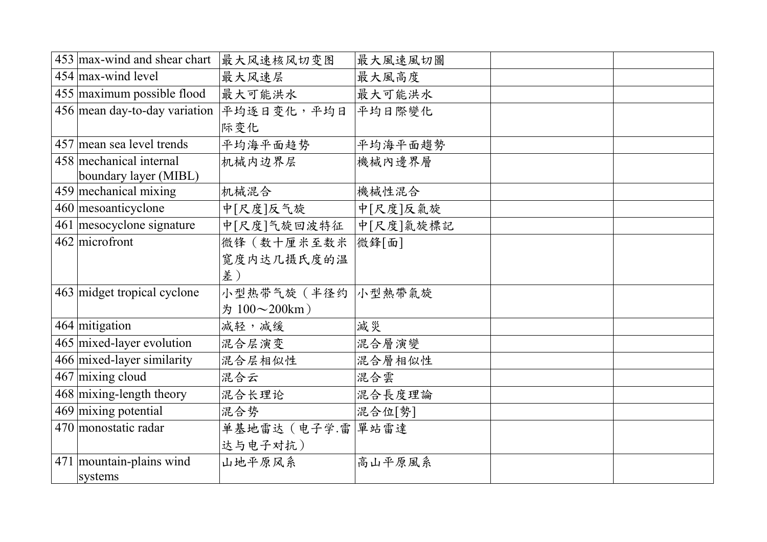| 453 | max-wind and shear chart | 最大风速核风切变图 | 最大風速風切圖 | | |
|---|---|---|---|---|---|
| 454 | max-wind level | 最大风速层 | 最大風高度 | | |
| 455 | maximum possible flood | 最大可能洪水 | 最大可能洪水 | | |
| 456 | mean day-to-day variation | 平均逐日变化，平均日际变化 | 平均日際變化 | | |
| 457 | mean sea level trends | 平均海平面趋势 | 平均海平面趨勢 | | |
| 458 | mechanical internal boundary layer (MIBL) | 机械内边界层 | 機械內邊界層 | | |
| 459 | mechanical mixing | 机械混合 | 機械性混合 | | |
| 460 | mesoanticyclone | 中[尺度]反气旋 | 中[尺度]反氣旋 | | |
| 461 | mesocyclone signature | 中[尺度]气旋回波特征 | 中[尺度]氣旋標記 | | |
| 462 | microfront | 微锋（数十厘米至数米宽度内达几摄氏度的温差） | 微鋒[面] | | |
| 463 | midget tropical cyclone | 小型热带气旋（半径约为 100～200km） | 小型熱帶氣旋 | | |
| 464 | mitigation | 减轻，减缓 | 減災 | | |
| 465 | mixed-layer evolution | 混合层演变 | 混合層演變 | | |
| 466 | mixed-layer similarity | 混合层相似性 | 混合層相似性 | | |
| 467 | mixing cloud | 混合云 | 混合雲 | | |
| 468 | mixing-length theory | 混合长理论 | 混合長度理論 | | |
| 469 | mixing potential | 混合势 | 混合位[勢] | | |
| 470 | monostatic radar | 单基地雷达（电子学.雷达与电子对抗） | 單站雷達 | | |
| 471 | mountain-plains wind systems | 山地平原风系 | 高山平原風系 | | |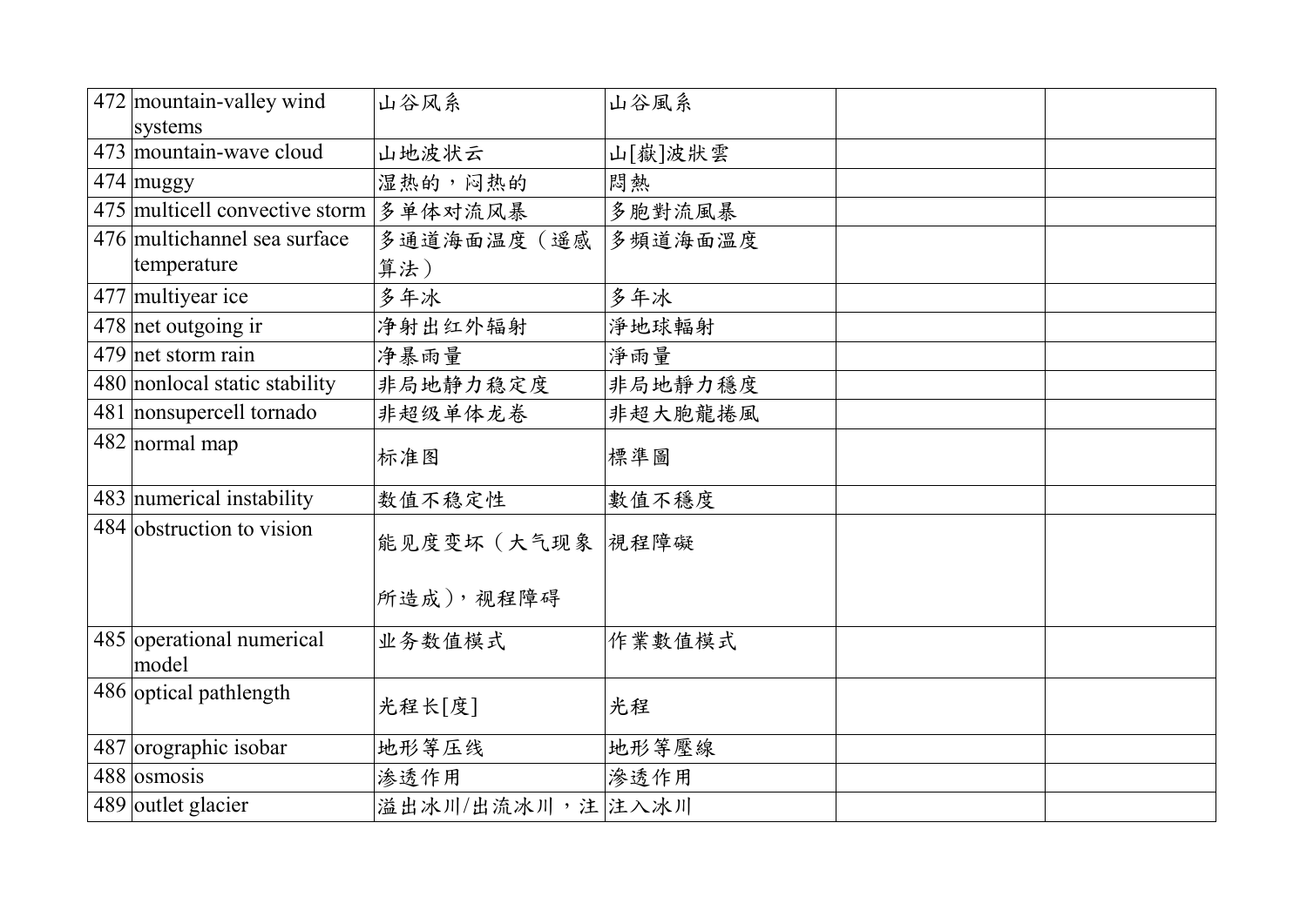| 472 | mountain-valley wind systems | 山谷风系 | 山谷風系 | | |
|---|---|---|---|---|---|
| 473 | mountain-wave cloud | 山地波状云 | 山[嶽]波狀雲 | | |
| 474 | muggy | 湿热的，闷热的 | 悶熱 | | |
| 475 | multicell convective storm | 多单体对流风暴 | 多胞對流風暴 | | |
| 476 | multichannel sea surface temperature | 多通道海面温度（遥感算法） | 多頻道海面溫度 | | |
| 477 | multiyear ice | 多年冰 | 多年冰 | | |
| 478 | net outgoing ir | 净射出红外辐射 | 淨地球輻射 | | |
| 479 | net storm rain | 净暴雨量 | 淨雨量 | | |
| 480 | nonlocal static stability | 非局地静力稳定度 | 非局地靜力穩度 | | |
| 481 | nonsupercell tornado | 非超级单体龙卷 | 非超大胞龍捲風 | | |
| 482 | normal map | 标准图 | 標準圖 | | |
| 483 | numerical instability | 数值不稳定性 | 數值不穩度 | | |
| 484 | obstruction to vision | 能见度变坏（大气现象所造成），视程障碍 | 視程障礙 | | |
| 485 | operational numerical model | 业务数值模式 | 作業數值模式 | | |
| 486 | optical pathlength | 光程长[度] | 光程 | | |
| 487 | orographic isobar | 地形等压线 | 地形等壓線 | | |
| 488 | osmosis | 渗透作用 | 滲透作用 | | |
| 489 | outlet glacier | 溢出冰川/出流冰川，注 | 注入冰川 | | |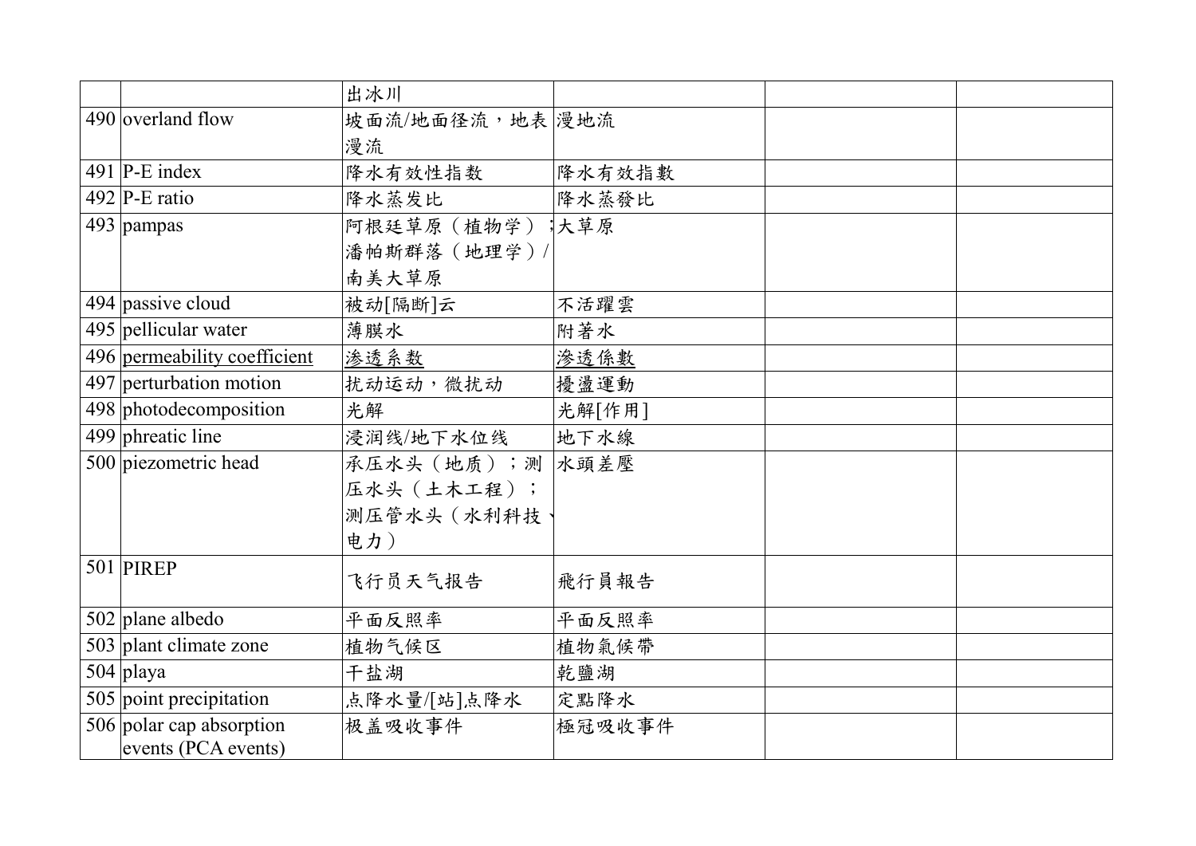| | | | | | |
|---|---|---|---|---|---|
| | | 出冰川 | | | |
| 490 | overland flow | 坡面流/地面径流，地表漫流 | 漫地流 | | |
| 491 | P-E index | 降水有效性指数 | 降水有效指數 | | |
| 492 | P-E ratio | 降水蒸发比 | 降水蒸發比 | | |
| 493 | pampas | 阿根廷草原（植物学）；潘帕斯群落（地理学）/南美大草原 | 大草原 | | |
| 494 | passive cloud | 被动[隔断]云 | 不活躍雲 | | |
| 495 | pellicular water | 薄膜水 | 附著水 | | |
| 496 | permeability coefficient | 渗透系数 | 滲透係數 | | |
| 497 | perturbation motion | 扰动运动，微扰动 | 擾盪運動 | | |
| 498 | photodecomposition | 光解 | 光解[作用] | | |
| 499 | phreatic line | 浸润线/地下水位线 | 地下水線 | | |
| 500 | piezometric head | 承压水头（地质）；测压水头（土木工程）；测压管水头（水利科技、电力） | 水頭差壓 | | |
| 501 | PIREP | 飞行员天气报告 | 飛行員報告 | | |
| 502 | plane albedo | 平面反照率 | 平面反照率 | | |
| 503 | plant climate zone | 植物气候区 | 植物氣候帶 | | |
| 504 | playa | 干盐湖 | 乾鹽湖 | | |
| 505 | point precipitation | 点降水量/[站]点降水 | 定點降水 | | |
| 506 | polar cap absorption events (PCA events) | 极盖吸收事件 | 極冠吸收事件 | | |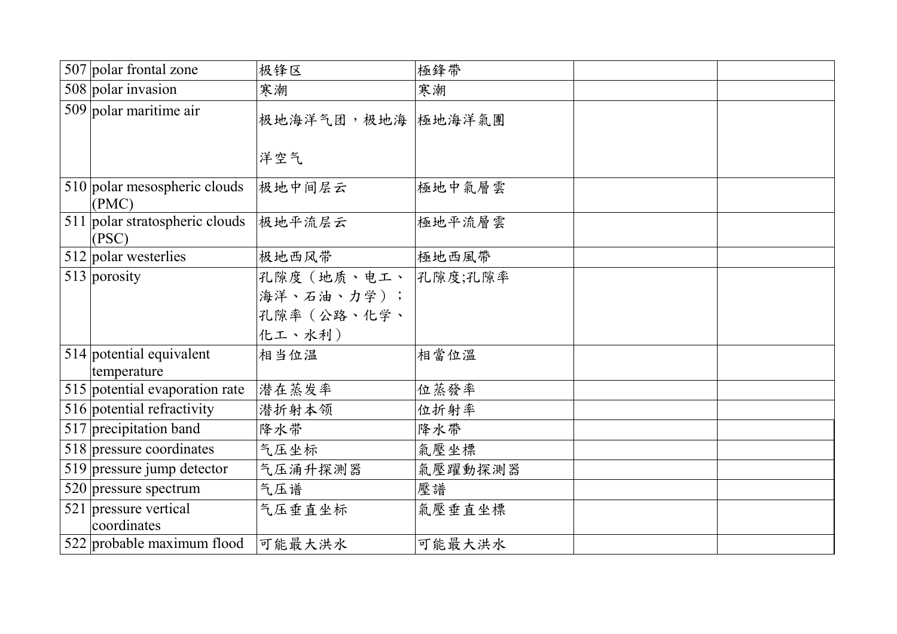| 507 | polar frontal zone | 极锋区 | 極鋒帶 | | |
|---|---|---|---|---|---|
| 508 | polar invasion | 寒潮 | 寒潮 | | |
| 509 | polar maritime air | 极地海洋气团，极地海洋空气 | 極地海洋氣團 | | |
| 510 | polar mesospheric clouds (PMC) | 极地中间层云 | 極地中氣層雲 | | |
| 511 | polar stratospheric clouds (PSC) | 极地平流层云 | 極地平流層雲 | | |
| 512 | polar westerlies | 极地西风带 | 極地西風帶 | | |
| 513 | porosity | 孔隙度（地质、电工、海洋、石油、力学）；孔隙率（公路、化学、化工、水利） | 孔隙度;孔隙率 | | |
| 514 | potential equivalent temperature | 相当位温 | 相當位溫 | | |
| 515 | potential evaporation rate | 潜在蒸发率 | 位蒸發率 | | |
| 516 | potential refractivity | 潜折射本领 | 位折射率 | | |
| 517 | precipitation band | 降水带 | 降水帶 | | |
| 518 | pressure coordinates | 气压坐标 | 氣壓坐標 | | |
| 519 | pressure jump detector | 气压涌升探测器 | 氣壓躍動探測器 | | |
| 520 | pressure spectrum | 气压谱 | 壓譜 | | |
| 521 | pressure vertical coordinates | 气压垂直坐标 | 氣壓垂直坐標 | | |
| 522 | probable maximum flood | 可能最大洪水 | 可能最大洪水 | | |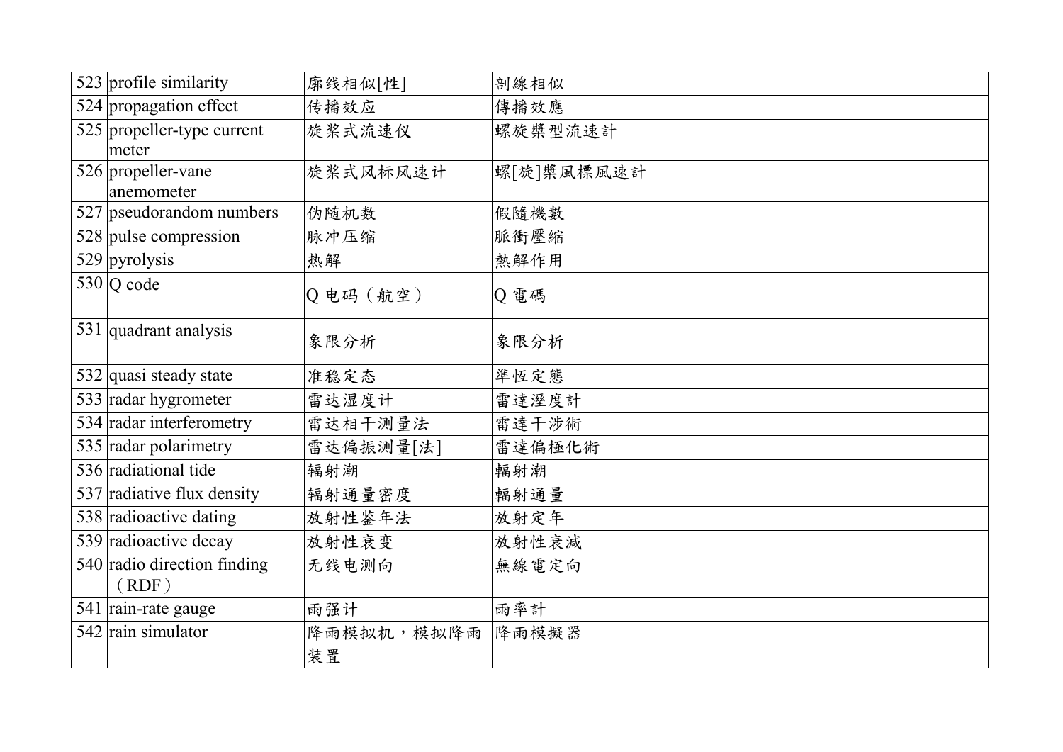| 523 | profile similarity | 廓线相似[性] | 剖線相似 | | |
|---|---|---|---|---|---|
| 524 | propagation effect | 传播效应 | 傳播效應 | | |
| 525 | propeller-type current meter | 旋桨式流速仪 | 螺旋槳型流速計 | | |
| 526 | propeller-vane anemometer | 旋桨式风标风速计 | 螺[旋]槳風標風速計 | | |
| 527 | pseudorandom numbers | 伪随机数 | 假隨機數 | | |
| 528 | pulse compression | 脉冲压缩 | 脈衝壓縮 | | |
| 529 | pyrolysis | 热解 | 熱解作用 | | |
| 530 | Q code | Q 电码（航空） | Q 電碼 | | |
| 531 | quadrant analysis | 象限分析 | 象限分析 | | |
| 532 | quasi steady state | 准稳定态 | 準恆定態 | | |
| 533 | radar hygrometer | 雷达湿度计 | 雷達溼度計 | | |
| 534 | radar interferometry | 雷达相干测量法 | 雷達干涉術 | | |
| 535 | radar polarimetry | 雷达偏振测量[法] | 雷達偏極化術 | | |
| 536 | radiational tide | 辐射潮 | 輻射潮 | | |
| 537 | radiative flux density | 辐射通量密度 | 輻射通量 | | |
| 538 | radioactive dating | 放射性鉴年法 | 放射定年 | | |
| 539 | radioactive decay | 放射性衰变 | 放射性衰減 | | |
| 540 | radio direction finding （RDF） | 无线电测向 | 無線電定向 | | |
| 541 | rain-rate gauge | 雨强计 | 雨率計 | | |
| 542 | rain simulator | 降雨模拟机，模拟降雨装置 | 降雨模擬器 | | |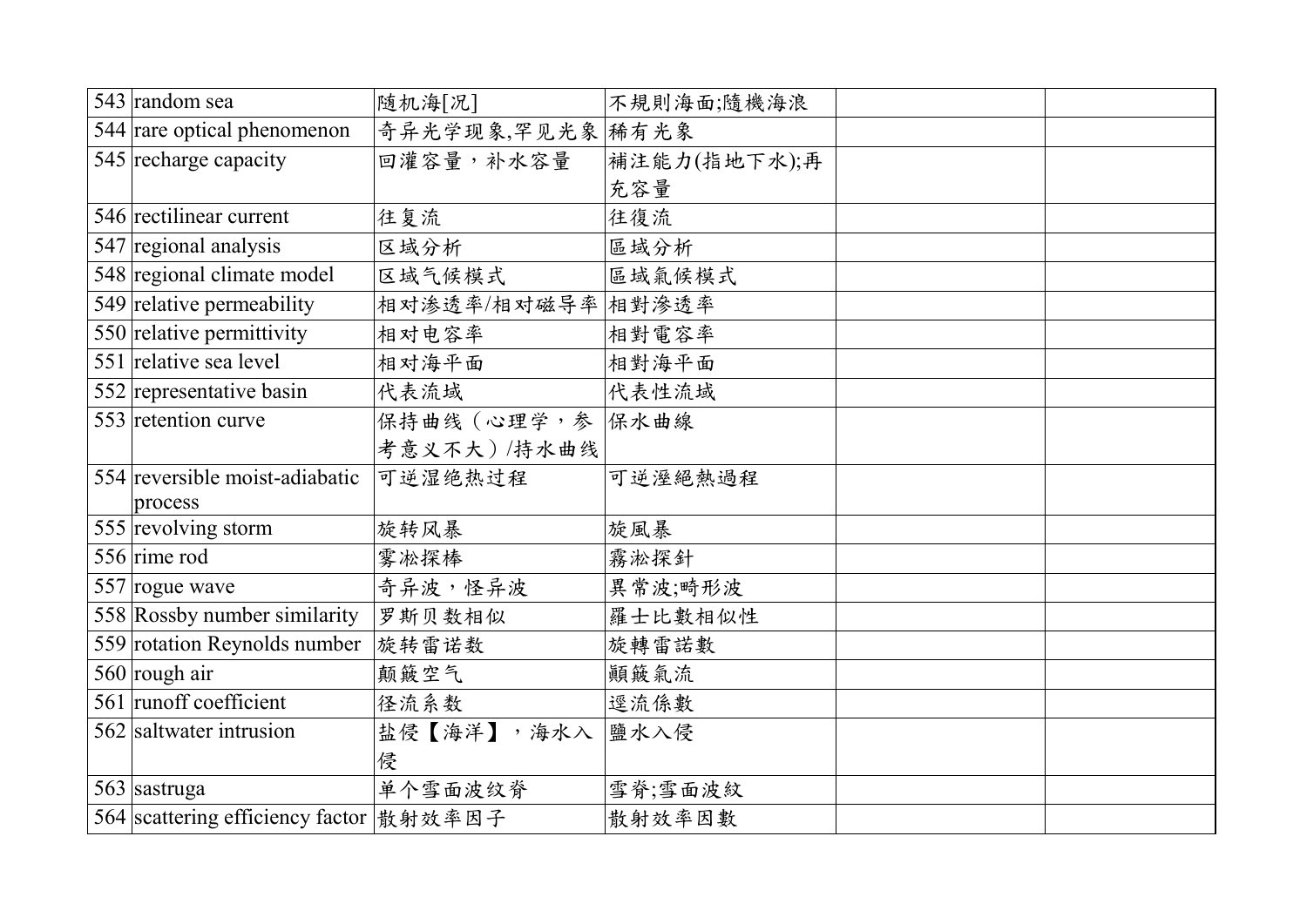| 543 | random sea | 随机海[况] | 不規則海面;隨機海浪 | | |
|---|---|---|---|---|---|
| 544 | rare optical phenomenon | 奇异光学现象,罕见光象 | 稀有光象 | | |
| 545 | recharge capacity | 回灌容量，补水容量 | 補注能力(指地下水);再充容量 | | |
| 546 | rectilinear current | 往复流 | 往復流 | | |
| 547 | regional analysis | 区域分析 | 區域分析 | | |
| 548 | regional climate model | 区域气候模式 | 區域氣候模式 | | |
| 549 | relative permeability | 相对渗透率/相对磁导率 | 相對滲透率 | | |
| 550 | relative permittivity | 相对电容率 | 相對電容率 | | |
| 551 | relative sea level | 相对海平面 | 相對海平面 | | |
| 552 | representative basin | 代表流域 | 代表性流域 | | |
| 553 | retention curve | 保持曲线（心理学，参考意义不大）/持水曲线 | 保水曲線 | | |
| 554 | reversible moist-adiabatic process | 可逆湿绝热过程 | 可逆溼絕熱過程 | | |
| 555 | revolving storm | 旋转风暴 | 旋風暴 | | |
| 556 | rime rod | 雾凇探棒 | 霧淞探針 | | |
| 557 | rogue wave | 奇异波，怪异波 | 異常波;畸形波 | | |
| 558 | Rossby number similarity | 罗斯贝数相似 | 羅士比數相似性 | | |
| 559 | rotation Reynolds number | 旋转雷诺数 | 旋轉雷諾數 | | |
| 560 | rough air | 颠簸空气 | 顛簸氣流 | | |
| 561 | runoff coefficient | 径流系数 | 逕流係數 | | |
| 562 | saltwater intrusion | 盐侵【海洋】，海水入侵 | 鹽水入侵 | | |
| 563 | sastruga | 单个雪面波纹脊 | 雪脊;雪面波紋 | | |
| 564 | scattering efficiency factor | 散射效率因子 | 散射效率因數 | | |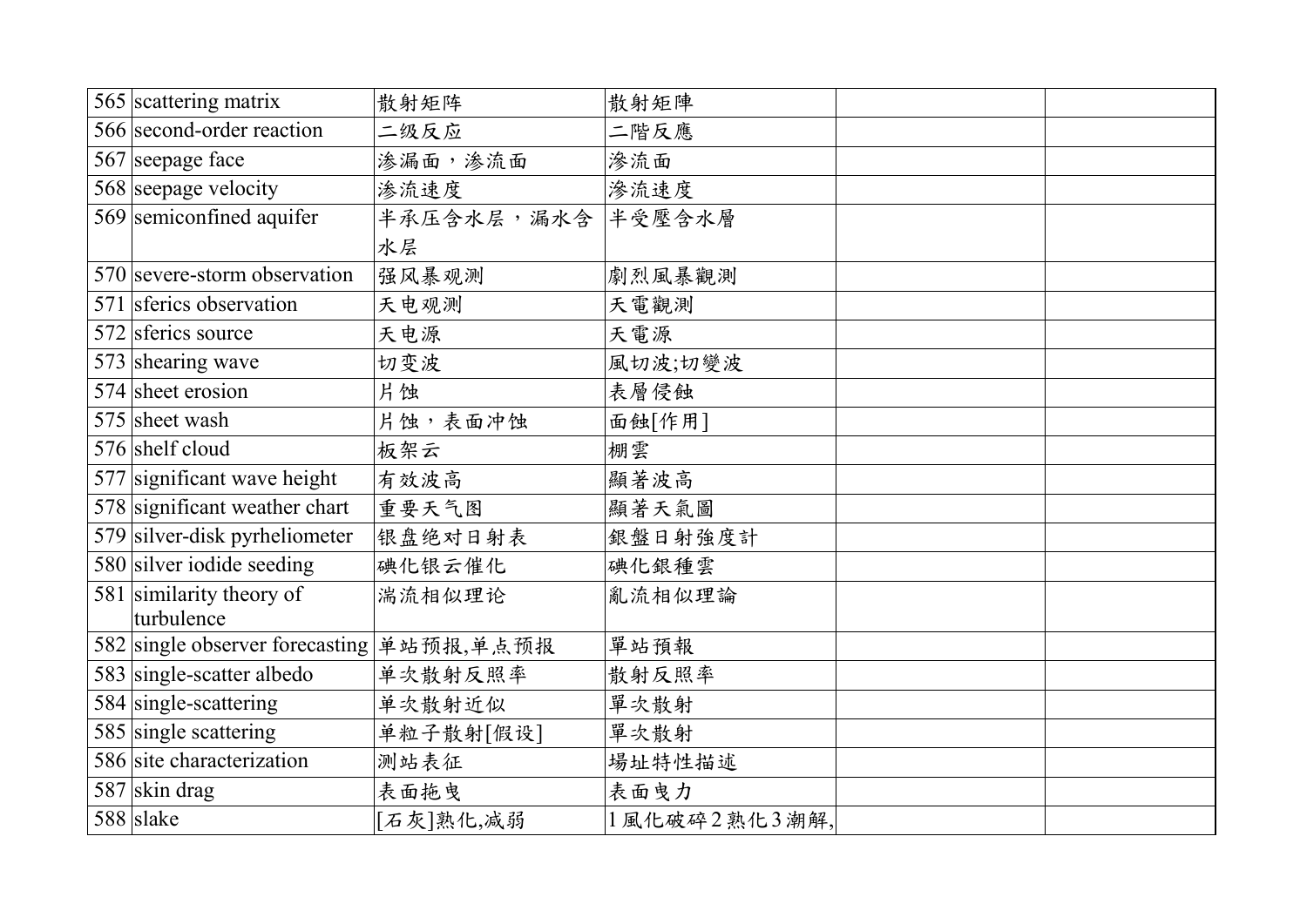| | | | | | |
|---|---|---|---|---|---|
| 565 | scattering matrix | 散射矩阵 | 散射矩陣 | | |
| 566 | second-order reaction | 二级反应 | 二階反應 | | |
| 567 | seepage face | 渗漏面，渗流面 | 滲流面 | | |
| 568 | seepage velocity | 渗流速度 | 滲流速度 | | |
| 569 | semiconfined aquifer | 半承压含水层，漏水含水层 | 半受壓含水層 | | |
| 570 | severe-storm observation | 强风暴观测 | 劇烈風暴觀測 | | |
| 571 | sferics observation | 天电观测 | 天電觀測 | | |
| 572 | sferics source | 天电源 | 天電源 | | |
| 573 | shearing wave | 切变波 | 風切波;切變波 | | |
| 574 | sheet erosion | 片蚀 | 表層侵蝕 | | |
| 575 | sheet wash | 片蚀，表面冲蚀 | 面蝕[作用] | | |
| 576 | shelf cloud | 板架云 | 棚雲 | | |
| 577 | significant wave height | 有效波高 | 顯著波高 | | |
| 578 | significant weather chart | 重要天气图 | 顯著天氣圖 | | |
| 579 | silver-disk pyrheliometer | 银盘绝对日射表 | 銀盤日射強度計 | | |
| 580 | silver iodide seeding | 碘化银云催化 | 碘化銀種雲 | | |
| 581 | similarity theory of turbulence | 湍流相似理论 | 亂流相似理論 | | |
| 582 | single observer forecasting | 单站预报,单点预报 | 單站預報 | | |
| 583 | single-scatter albedo | 单次散射反照率 | 散射反照率 | | |
| 584 | single-scattering | 单次散射近似 | 單次散射 | | |
| 585 | single scattering | 单粒子散射[假设] | 單次散射 | | |
| 586 | site characterization | 测站表征 | 場址特性描述 | | |
| 587 | skin drag | 表面拖曳 | 表面曳力 | | |
| 588 | slake | [石灰]熟化,减弱 | 1 風化破碎 2 熟化 3 潮解, | | |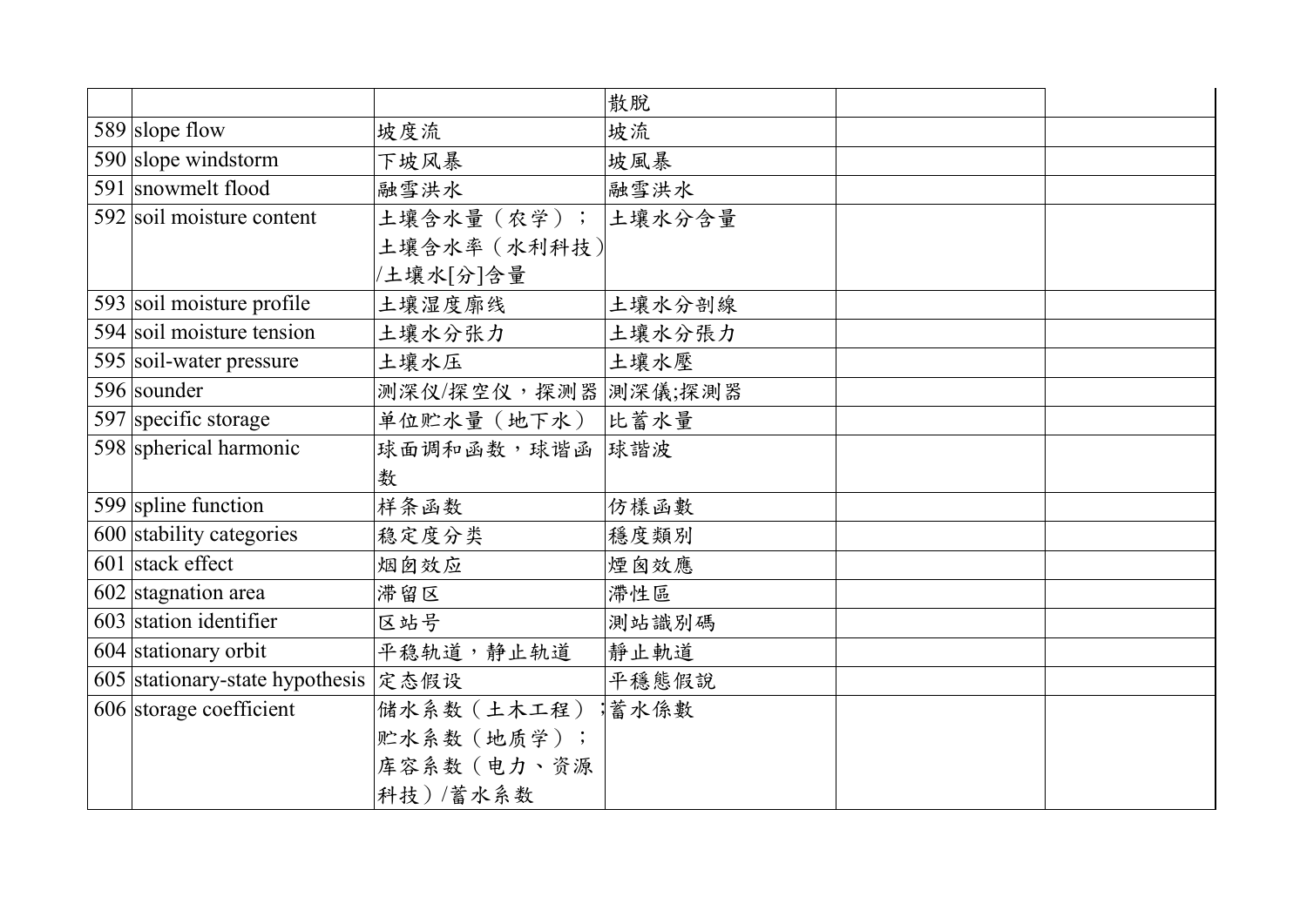| | | | | | |
|---|---|---|---|---|---|
| | | | 散脱 | | |
| 589 | slope flow | 坡度流 | 坡流 | | |
| 590 | slope windstorm | 下坡风暴 | 坡風暴 | | |
| 591 | snowmelt flood | 融雪洪水 | 融雪洪水 | | |
| 592 | soil moisture content | 土壤含水量（农学）；土壤含水率（水利科技）/土壤水[分]含量 | 土壤水分含量 | | |
| 593 | soil moisture profile | 土壤湿度廓线 | 土壤水分剖線 | | |
| 594 | soil moisture tension | 土壤水分张力 | 土壤水分張力 | | |
| 595 | soil-water pressure | 土壤水压 | 土壤水壓 | | |
| 596 | sounder | 测深仪/探空仪，探测器 | 測深儀;探測器 | | |
| 597 | specific storage | 单位贮水量（地下水） | 比蓄水量 | | |
| 598 | spherical harmonic | 球面调和函数，球谐函数 | 球諧波 | | |
| 599 | spline function | 样条函数 | 仿樣函數 | | |
| 600 | stability categories | 稳定度分类 | 穩度類別 | | |
| 601 | stack effect | 烟囱效应 | 煙囪效應 | | |
| 602 | stagnation area | 滞留区 | 滯性區 | | |
| 603 | station identifier | 区站号 | 測站識別碼 | | |
| 604 | stationary orbit | 平稳轨道，静止轨道 | 靜止軌道 | | |
| 605 | stationary-state hypothesis | 定态假设 | 平穩態假說 | | |
| 606 | storage coefficient | 储水系数（土木工程）；贮水系数（地质学）；库容系数（电力、资源科技）/蓄水系数 | 蓄水係數 | | |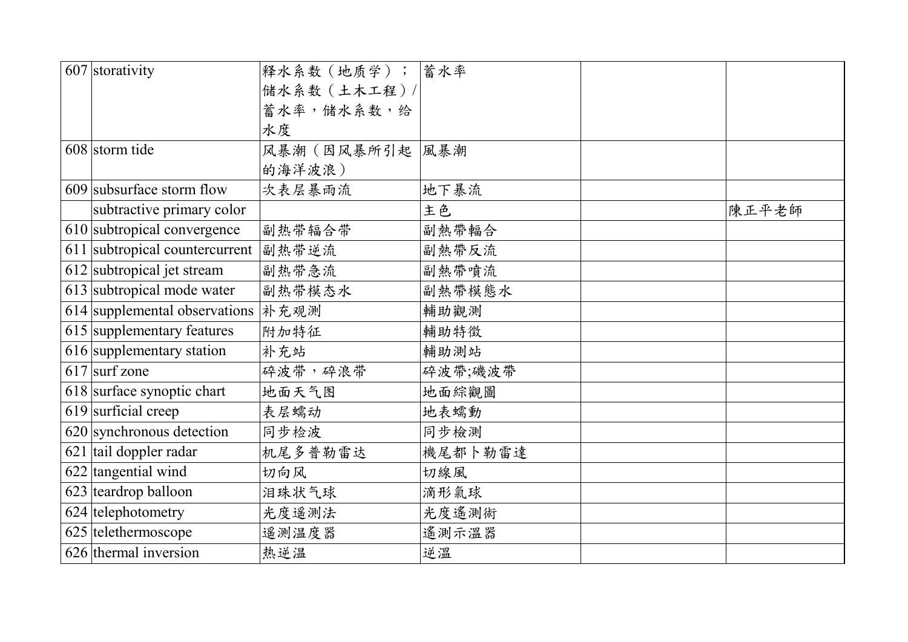| | | | | | |
|---|---|---|---|---|---|
| 607 | storativity | 释水系数（地质学）；储水系数（土木工程）/蓄水率，储水系数，给水度 | 蓄水率 | | |
| 608 | storm tide | 风暴潮（因风暴所引起的海洋波浪） | 風暴潮 | | |
| 609 | subsurface storm flow | 次表层暴雨流 | 地下暴流 | | |
| | subtractive primary color | | 主色 | | 陳正平老師 |
| 610 | subtropical convergence | 副热带辐合带 | 副熱帶輻合 | | |
| 611 | subtropical countercurrent | 副热带逆流 | 副熱帶反流 | | |
| 612 | subtropical jet stream | 副热带急流 | 副熱帶噴流 | | |
| 613 | subtropical mode water | 副热带模态水 | 副熱帶模態水 | | |
| 614 | supplemental observations | 补充观测 | 輔助觀測 | | |
| 615 | supplementary features | 附加特征 | 輔助特徵 | | |
| 616 | supplementary station | 补充站 | 輔助測站 | | |
| 617 | surf zone | 碎波带，碎浪带 | 碎波帶;磯波帶 | | |
| 618 | surface synoptic chart | 地面天气图 | 地面綜觀圖 | | |
| 619 | surficial creep | 表层蠕动 | 地表蠕動 | | |
| 620 | synchronous detection | 同步检波 | 同步檢測 | | |
| 621 | tail doppler radar | 机尾多普勒雷达 | 機尾都卜勒雷達 | | |
| 622 | tangential wind | 切向风 | 切線風 | | |
| 623 | teardrop balloon | 泪珠状气球 | 滴形氣球 | | |
| 624 | telephotometry | 光度遥测法 | 光度遙測術 | | |
| 625 | telethermoscope | 遥测温度器 | 遙測示溫器 | | |
| 626 | thermal inversion | 热逆温 | 逆溫 | | |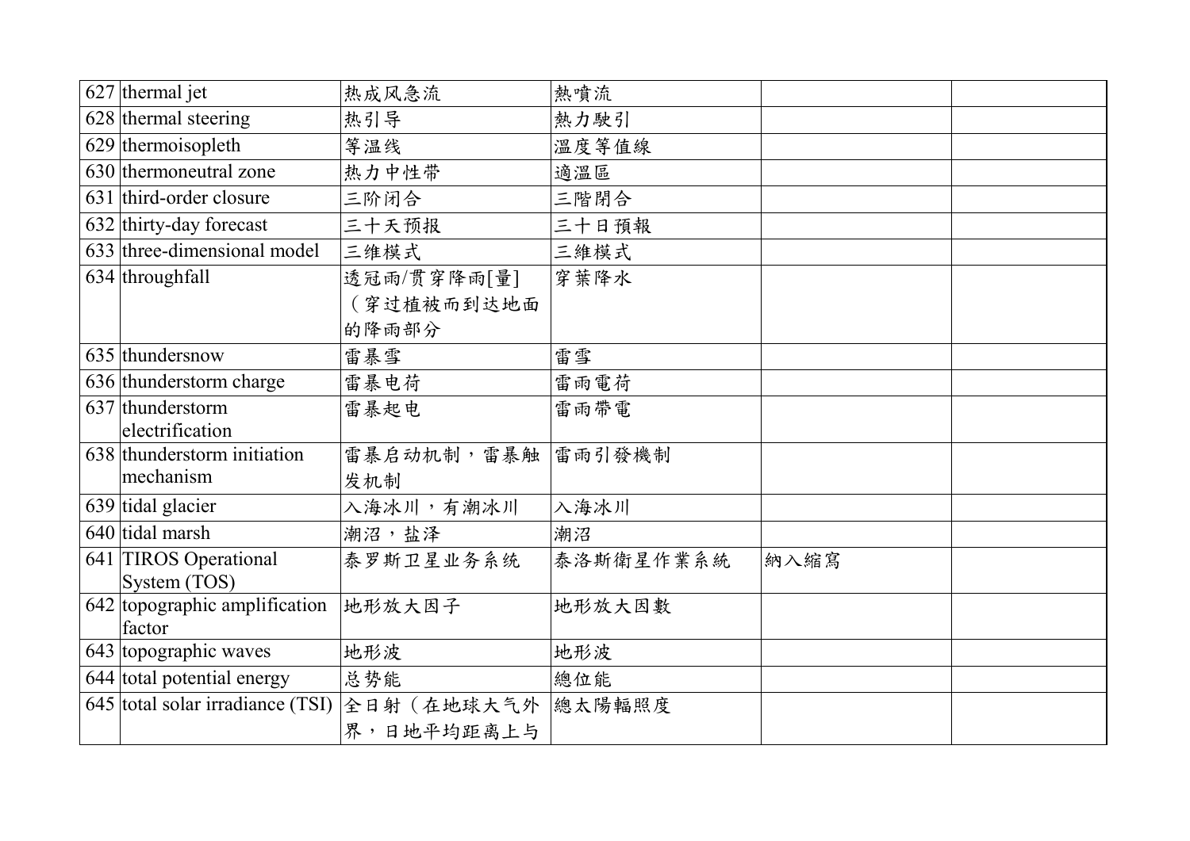| | | | | | |
|---|---|---|---|---|---|
| 627 | thermal jet | 热成风急流 | 熱噴流 | | |
| 628 | thermal steering | 热引导 | 熱力駛引 | | |
| 629 | thermoisopleth | 等温线 | 溫度等值線 | | |
| 630 | thermoneutral zone | 热力中性带 | 適溫區 | | |
| 631 | third-order closure | 三阶闭合 | 三階閉合 | | |
| 632 | thirty-day forecast | 三十天预报 | 三十日預報 | | |
| 633 | three-dimensional model | 三维模式 | 三維模式 | | |
| 634 | throughfall | 透冠雨/贯穿降雨[量]（穿过植被而到达地面的降雨部分 | 穿葉降水 | | |
| 635 | thundersnow | 雷暴雪 | 雷雪 | | |
| 636 | thunderstorm charge | 雷暴电荷 | 雷雨電荷 | | |
| 637 | thunderstorm electrification | 雷暴起电 | 雷雨帶電 | | |
| 638 | thunderstorm initiation mechanism | 雷暴启动机制，雷暴触发机制 | 雷雨引發機制 | | |
| 639 | tidal glacier | 入海冰川，有潮冰川 | 入海冰川 | | |
| 640 | tidal marsh | 潮沼，盐泽 | 潮沼 | | |
| 641 | TIROS Operational System (TOS) | 泰罗斯卫星业务系统 | 泰洛斯衛星作業系統 | 納入縮寫 | |
| 642 | topographic amplification factor | 地形放大因子 | 地形放大因數 | | |
| 643 | topographic waves | 地形波 | 地形波 | | |
| 644 | total potential energy | 总势能 | 總位能 | | |
| 645 | total solar irradiance (TSI) | 全日射（在地球大气外界，日地平均距离上与 | 總太陽輻照度 | | |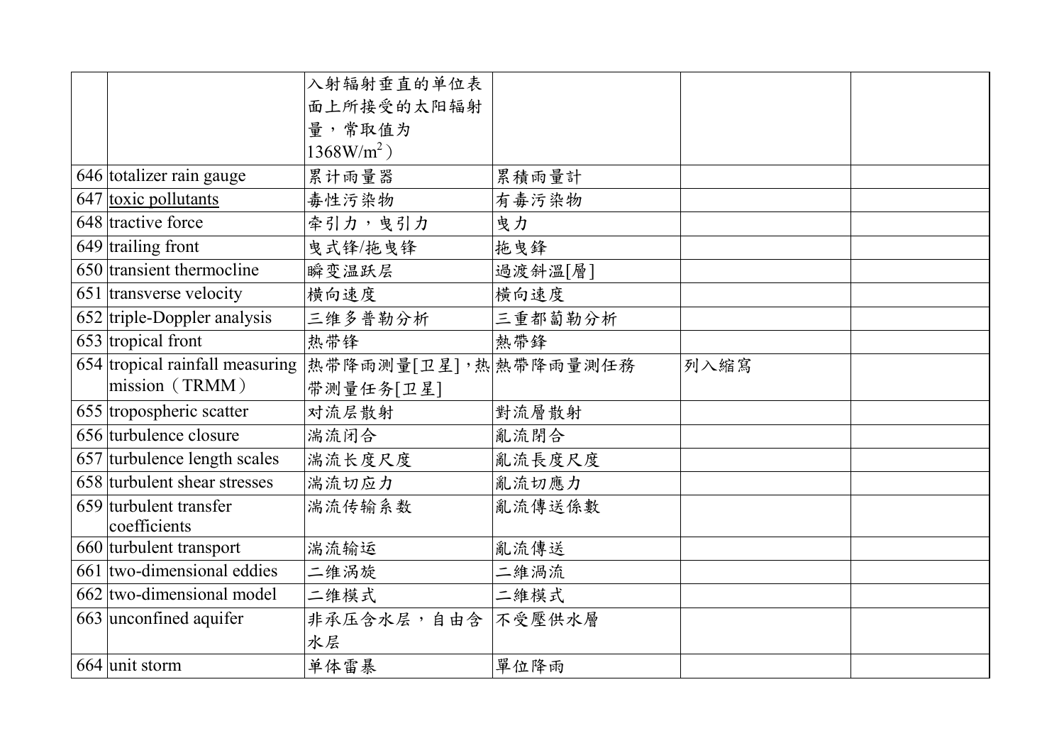| | | 入射辐射垂直的单位表面上所接受的太阳辐射量，常取值为 $1368 W/m^2$） | | | |
|---|---|---|---|---|---|
| 646 | totalizer rain gauge | 累计雨量器 | 累積雨量計 | | |
| 647 | toxic pollutants | 毒性污染物 | 有毒污染物 | | |
| 648 | tractive force | 牵引力，曳引力 | 曳力 | | |
| 649 | trailing front | 曳式锋/拖曳锋 | 拖曳鋒 | | |
| 650 | transient thermocline | 瞬变温跃层 | 過渡斜溫[層] | | |
| 651 | transverse velocity | 横向速度 | 橫向速度 | | |
| 652 | triple-Doppler analysis | 三维多普勒分析 | 三重都蔔勒分析 | | |
| 653 | tropical front | 热带锋 | 熱帶鋒 | | |
| 654 | tropical rainfall measuring mission（TRMM） | 热带降雨测量[卫星]，热带测量任务[卫星] | 熱帶降雨量測任務 | 列入縮寫 | |
| 655 | tropospheric scatter | 对流层散射 | 對流層散射 | | |
| 656 | turbulence closure | 湍流闭合 | 亂流閉合 | | |
| 657 | turbulence length scales | 湍流长度尺度 | 亂流長度尺度 | | |
| 658 | turbulent shear stresses | 湍流切应力 | 亂流切應力 | | |
| 659 | turbulent transfer coefficients | 湍流传输系数 | 亂流傳送係數 | | |
| 660 | turbulent transport | 湍流输运 | 亂流傳送 | | |
| 661 | two-dimensional eddies | 二维涡旋 | 二維渦流 | | |
| 662 | two-dimensional model | 二维模式 | 二維模式 | | |
| 663 | unconfined aquifer | 非承压含水层，自由含水层 | 不受壓供水層 | | |
| 664 | unit storm | 单体雷暴 | 單位降雨 | | |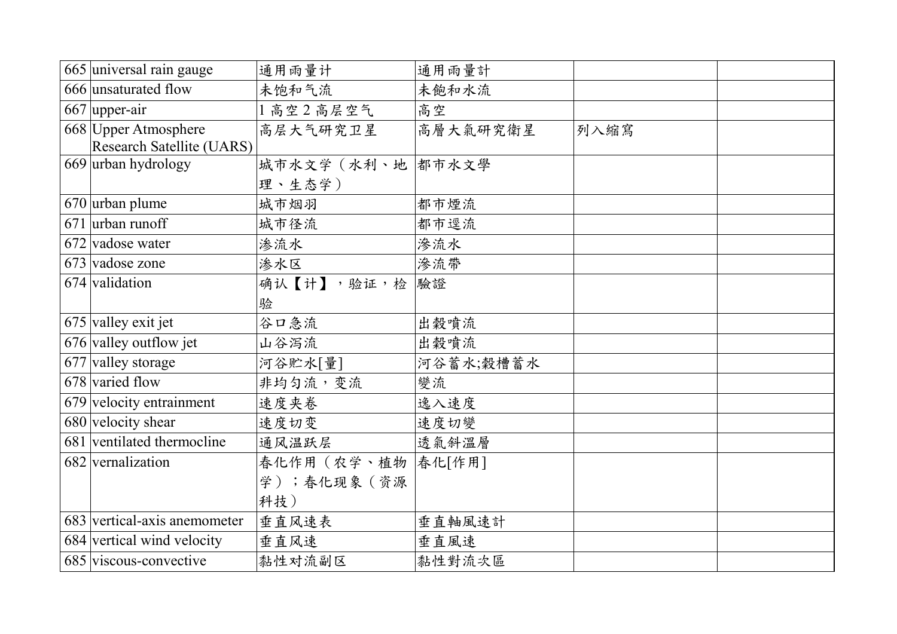| 665 | universal rain gauge | 通用雨量计 | 通用雨量計 | | |
|---|---|---|---|---|---|
| 666 | unsaturated flow | 未饱和气流 | 未飽和水流 | | |
| 667 | upper-air | 1 高空 2 高层空气 | 高空 | | |
| 668 | Upper Atmosphere Research Satellite (UARS) | 高层大气研究卫星 | 高層大氣研究衛星 | 列入縮寫 | |
| 669 | urban hydrology | 城市水文学（水利、地理、生态学） | 都市水文學 | | |
| 670 | urban plume | 城市烟羽 | 都市煙流 | | |
| 671 | urban runoff | 城市径流 | 都市逕流 | | |
| 672 | vadose water | 渗流水 | 滲流水 | | |
| 673 | vadose zone | 渗水区 | 滲流帶 | | |
| 674 | validation | 确认【计】，验证，检验 | 驗證 | | |
| 675 | valley exit jet | 谷口急流 | 出穀噴流 | | |
| 676 | valley outflow jet | 山谷泻流 | 出穀噴流 | | |
| 677 | valley storage | 河谷贮水[量] | 河谷蓄水;穀槽蓄水 | | |
| 678 | varied flow | 非均匀流，变流 | 變流 | | |
| 679 | velocity entrainment | 速度夹卷 | 逸入速度 | | |
| 680 | velocity shear | 速度切变 | 速度切變 | | |
| 681 | ventilated thermocline | 通风温跃层 | 透氣斜溫層 | | |
| 682 | vernalization | 春化作用（农学、植物学）；春化现象（资源科技） | 春化[作用] | | |
| 683 | vertical-axis anemometer | 垂直风速表 | 垂直軸風速計 | | |
| 684 | vertical wind velocity | 垂直风速 | 垂直風速 | | |
| 685 | viscous-convective | 黏性对流副区 | 黏性對流次區 | | |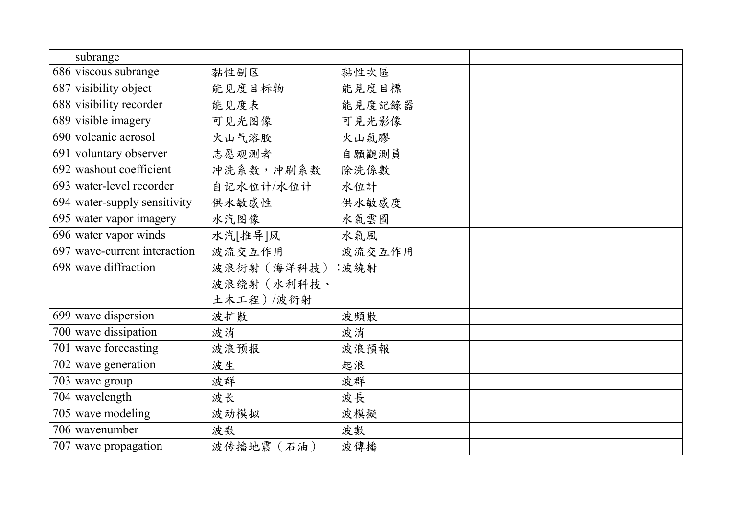| | | | | | |
|---|---|---|---|---|---|
| | subrange | | | | |
| 686 | viscous subrange | 黏性副区 | 黏性次區 | | |
| 687 | visibility object | 能见度目标物 | 能見度目標 | | |
| 688 | visibility recorder | 能见度表 | 能見度記錄器 | | |
| 689 | visible imagery | 可见光图像 | 可見光影像 | | |
| 690 | volcanic aerosol | 火山气溶胶 | 火山氣膠 | | |
| 691 | voluntary observer | 志愿观测者 | 自願觀測員 | | |
| 692 | washout coefficient | 冲洗系数，冲刷系数 | 除洗係數 | | |
| 693 | water-level recorder | 自记水位计/水位计 | 水位計 | | |
| 694 | water-supply sensitivity | 供水敏感性 | 供水敏感度 | | |
| 695 | water vapor imagery | 水汽图像 | 水氣雲圖 | | |
| 696 | water vapor winds | 水汽[推导]风 | 水氣風 | | |
| 697 | wave-current interaction | 波流交互作用 | 波流交互作用 | | |
| 698 | wave diffraction | 波浪衍射（海洋科技）；波浪绕射（水利科技、土木工程）/波衍射 | 波繞射 | | |
| 699 | wave dispersion | 波扩散 | 波頻散 | | |
| 700 | wave dissipation | 波消 | 波消 | | |
| 701 | wave forecasting | 波浪预报 | 波浪預報 | | |
| 702 | wave generation | 波生 | 起浪 | | |
| 703 | wave group | 波群 | 波群 | | |
| 704 | wavelength | 波长 | 波長 | | |
| 705 | wave modeling | 波动模拟 | 波模擬 | | |
| 706 | wavenumber | 波数 | 波數 | | |
| 707 | wave propagation | 波传播地震（石油） | 波傳播 | | |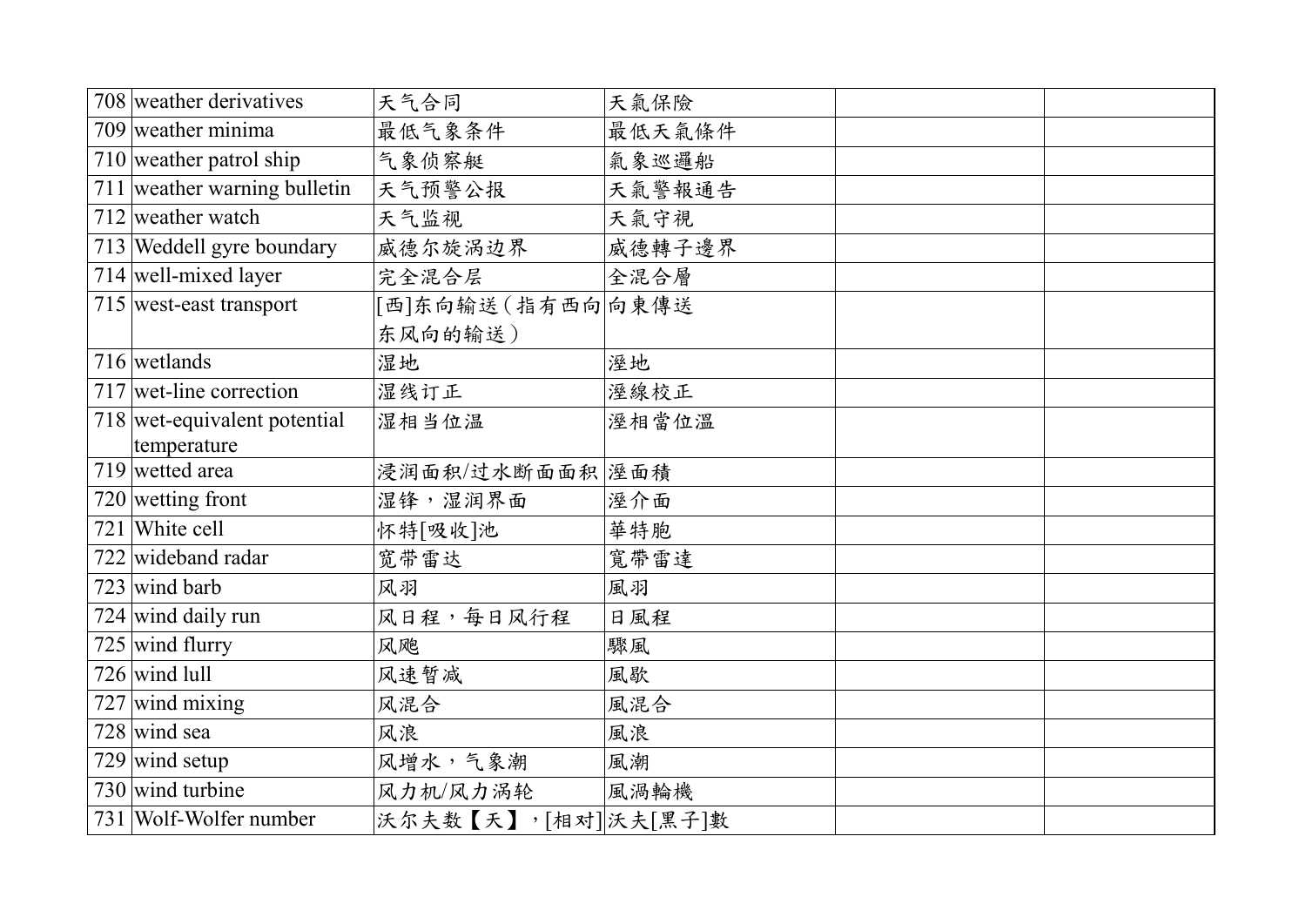| 708 | weather derivatives | 天气合同 | 天氣保險 | | |
|---|---|---|---|---|---|
| 709 | weather minima | 最低气象条件 | 最低天氣條件 | | |
| 710 | weather patrol ship | 气象侦察艇 | 氣象巡邏船 | | |
| 711 | weather warning bulletin | 天气预警公报 | 天氣警報通告 | | |
| 712 | weather watch | 天气监视 | 天氣守視 | | |
| 713 | Weddell gyre boundary | 威德尔旋涡边界 | 威德轉子邊界 | | |
| 714 | well-mixed layer | 完全混合层 | 全混合層 | | |
| 715 | west-east transport | [西]东向输送（指有西向东风向的输送） | 向東傳送 | | |
| 716 | wetlands | 湿地 | 溼地 | | |
| 717 | wet-line correction | 湿线订正 | 溼線校正 | | |
| 718 | wet-equivalent potential temperature | 湿相当位温 | 溼相當位溫 | | |
| 719 | wetted area | 浸润面积/过水断面面积 | 溼面積 | | |
| 720 | wetting front | 湿锋，湿润界面 | 溼介面 | | |
| 721 | White cell | 怀特[吸收]池 | 華特胞 | | |
| 722 | wideband radar | 宽带雷达 | 寬帶雷達 | | |
| 723 | wind barb | 风羽 | 風羽 | | |
| 724 | wind daily run | 风日程，每日风行程 | 日風程 | | |
| 725 | wind flurry | 风飑 | 驟風 | | |
| 726 | wind lull | 风速暂减 | 風歇 | | |
| 727 | wind mixing | 风混合 | 風混合 | | |
| 728 | wind sea | 风浪 | 風浪 | | |
| 729 | wind setup | 风增水，气象潮 | 風潮 | | |
| 730 | wind turbine | 风力机/风力涡轮 | 風渦輪機 | | |
| 731 | Wolf-Wolfer number | 沃尔夫数【天】，[相对] | 沃夫[黑子]數 | | |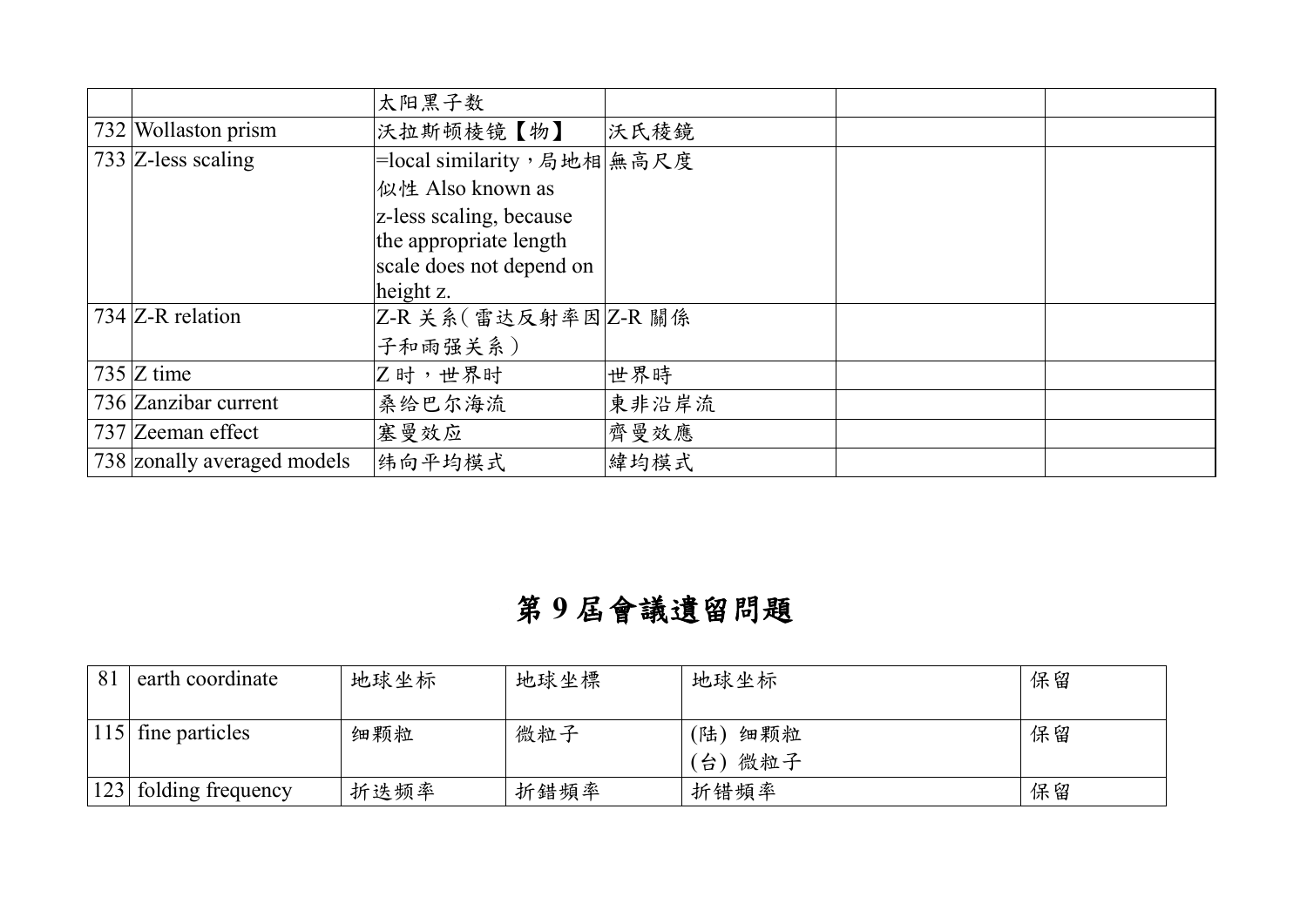| | | | | | |
|---|---|---|---|---|---|
| | | 太阳黑子数 | | | |
| 732 | Wollaston prism | 沃拉斯顿棱镜【物】 | 沃氏稜鏡 | | |
| 733 | Z-less scaling | =local similarity，局地相似性 Also known as z-less scaling, because the appropriate length scale does not depend on height z. | 無高尺度 | | |
| 734 | Z-R relation | Z-R 关系（雷达反射率因子和雨强关系） | Z-R 關係 | | |
| 735 | Z time | Z 时，世界时 | 世界時 | | |
| 736 | Zanzibar current | 桑给巴尔海流 | 東非沿岸流 | | |
| 737 | Zeeman effect | 塞曼效应 | 齊曼效應 | | |
| 738 | zonally averaged models | 纬向平均模式 | 緯均模式 | | |

# 第 9 屆會議遺留問題

| | | | | | |
|---|---|---|---|---|---|
| 81 | earth coordinate | 地球坐标 | 地球坐標 | 地球坐标 | 保留 |
| 115 | fine particles | 细颗粒 | 微粒子 | (陆) 细颗粒<br>(台) 微粒子 | 保留 |
| 123 | folding frequency | 折迭频率 | 折錯頻率 | 折错頻率 | 保留 |